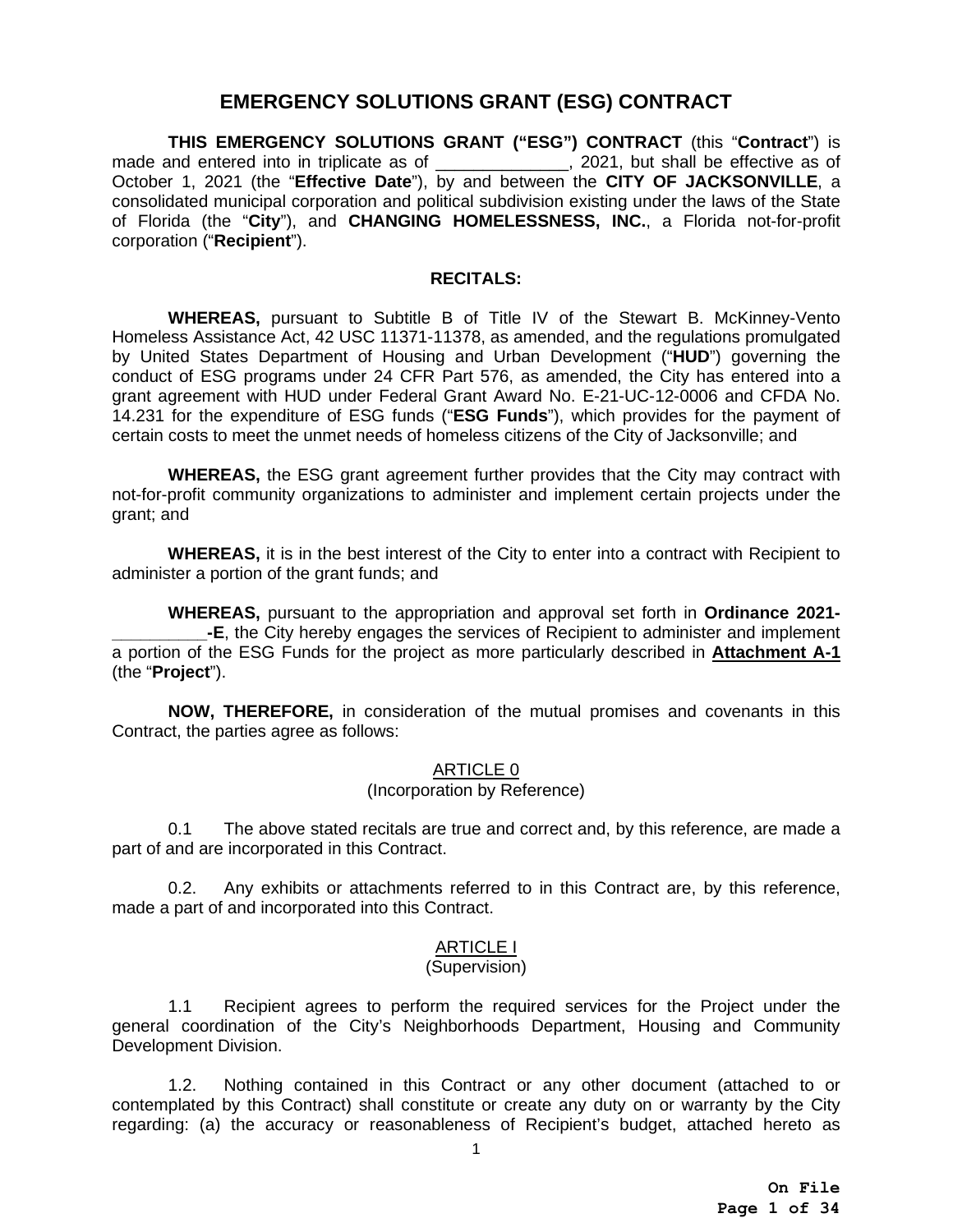# EMERGENCY SOLUTIONS GRANT (ESG) CONTRACT

**THIS EMERGENCY SOLUTIONS GRANT ("ESG") CONTRACT** (this "**Contract**") is made and entered into in triplicate as of ______________, 2021, but shall be effective as of October 1, 2021 (the "**Effective Date**"), by and between the **CITY OF JACKSONVILLE**, a consolidated municipal corporation and political subdivision existing under the laws of the State of Florida (the "**City**"), and **CHANGING HOMELESSNESS, INC.**, a Florida not-for-profit corporation ("**Recipient**").

## RECITALS:

**WHEREAS,** pursuant to Subtitle B of Title IV of the Stewart B. McKinney-Vento Homeless Assistance Act, 42 USC 11371-11378, as amended, and the regulations promulgated by United States Department of Housing and Urban Development ("**HUD**") governing the conduct of ESG programs under 24 CFR Part 576, as amended, the City has entered into a grant agreement with HUD under Federal Grant Award No. E-21-UC-12-0006 and CFDA No. 14.231 for the expenditure of ESG funds ("**ESG Funds**"), which provides for the payment of certain costs to meet the unmet needs of homeless citizens of the City of Jacksonville; and

**WHEREAS,** the ESG grant agreement further provides that the City may contract with not-for-profit community organizations to administer and implement certain projects under the grant; and

**WHEREAS,** it is in the best interest of the City to enter into a contract with Recipient to administer a portion of the grant funds; and

**WHEREAS,** pursuant to the appropriation and approval set forth in **Ordinance 2021-__________-E**, the City hereby engages the services of Recipient to administer and implement a portion of the ESG Funds for the project as more particularly described in **Attachment A-1** (the "**Project**").

**NOW, THEREFORE,** in consideration of the mutual promises and covenants in this Contract, the parties agree as follows:

### ARTICLE 0
(Incorporation by Reference)

0.1 The above stated recitals are true and correct and, by this reference, are made a part of and are incorporated in this Contract.

0.2. Any exhibits or attachments referred to in this Contract are, by this reference, made a part of and incorporated into this Contract.

### ARTICLE I
(Supervision)

1.1 Recipient agrees to perform the required services for the Project under the general coordination of the City's Neighborhoods Department, Housing and Community Development Division.

1.2. Nothing contained in this Contract or any other document (attached to or contemplated by this Contract) shall constitute or create any duty on or warranty by the City regarding: (a) the accuracy or reasonableness of Recipient's budget, attached hereto as

**On File**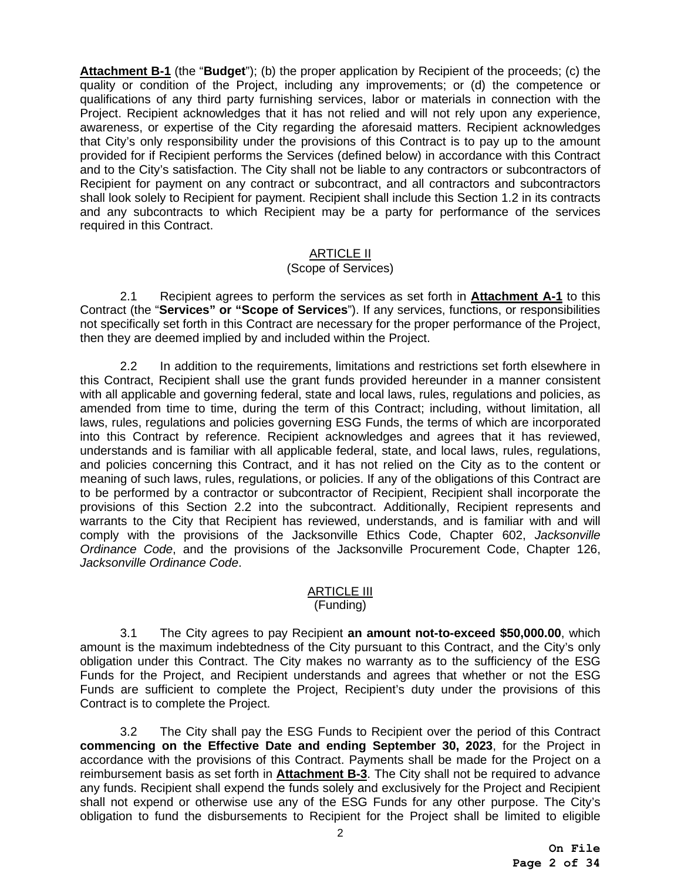**Attachment B-1** (the "**Budget**"); (b) the proper application by Recipient of the proceeds; (c) the quality or condition of the Project, including any improvements; or (d) the competence or qualifications of any third party furnishing services, labor or materials in connection with the Project. Recipient acknowledges that it has not relied and will not rely upon any experience, awareness, or expertise of the City regarding the aforesaid matters. Recipient acknowledges that City's only responsibility under the provisions of this Contract is to pay up to the amount provided for if Recipient performs the Services (defined below) in accordance with this Contract and to the City's satisfaction. The City shall not be liable to any contractors or subcontractors of Recipient for payment on any contract or subcontract, and all contractors and subcontractors shall look solely to Recipient for payment. Recipient shall include this Section 1.2 in its contracts and any subcontracts to which Recipient may be a party for performance of the services required in this Contract.

## ARTICLE II
(Scope of Services)

2.1 Recipient agrees to perform the services as set forth in **Attachment A-1** to this Contract (the "**Services" or "Scope of Services**"). If any services, functions, or responsibilities not specifically set forth in this Contract are necessary for the proper performance of the Project, then they are deemed implied by and included within the Project.

2.2 In addition to the requirements, limitations and restrictions set forth elsewhere in this Contract, Recipient shall use the grant funds provided hereunder in a manner consistent with all applicable and governing federal, state and local laws, rules, regulations and policies, as amended from time to time, during the term of this Contract; including, without limitation, all laws, rules, regulations and policies governing ESG Funds, the terms of which are incorporated into this Contract by reference. Recipient acknowledges and agrees that it has reviewed, understands and is familiar with all applicable federal, state, and local laws, rules, regulations, and policies concerning this Contract, and it has not relied on the City as to the content or meaning of such laws, rules, regulations, or policies. If any of the obligations of this Contract are to be performed by a contractor or subcontractor of Recipient, Recipient shall incorporate the provisions of this Section 2.2 into the subcontract. Additionally, Recipient represents and warrants to the City that Recipient has reviewed, understands, and is familiar with and will comply with the provisions of the Jacksonville Ethics Code, Chapter 602, *Jacksonville Ordinance Code*, and the provisions of the Jacksonville Procurement Code, Chapter 126, *Jacksonville Ordinance Code*.

## ARTICLE III
(Funding)

3.1 The City agrees to pay Recipient **an amount not-to-exceed $50,000.00**, which amount is the maximum indebtedness of the City pursuant to this Contract, and the City's only obligation under this Contract. The City makes no warranty as to the sufficiency of the ESG Funds for the Project, and Recipient understands and agrees that whether or not the ESG Funds are sufficient to complete the Project, Recipient's duty under the provisions of this Contract is to complete the Project.

3.2 The City shall pay the ESG Funds to Recipient over the period of this Contract **commencing on the Effective Date and ending September 30, 2023**, for the Project in accordance with the provisions of this Contract. Payments shall be made for the Project on a reimbursement basis as set forth in **Attachment B-3**. The City shall not be required to advance any funds. Recipient shall expend the funds solely and exclusively for the Project and Recipient shall not expend or otherwise use any of the ESG Funds for any other purpose. The City's obligation to fund the disbursements to Recipient for the Project shall be limited to eligible

**On File**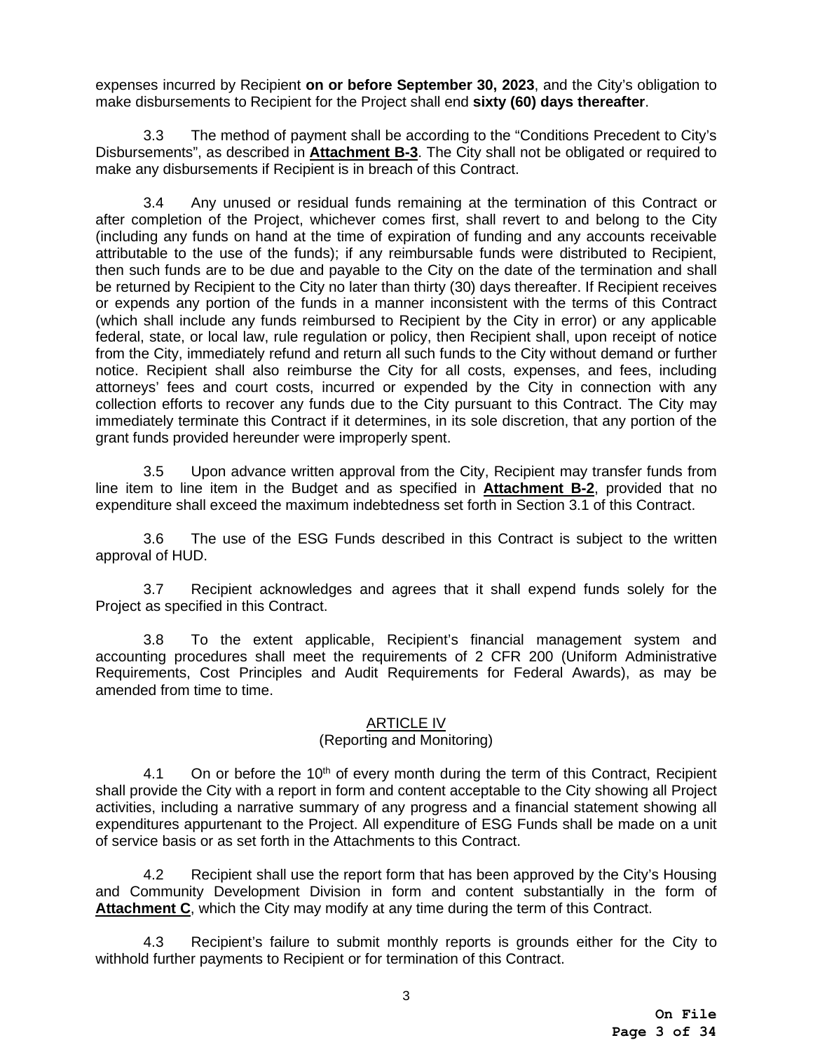expenses incurred by Recipient **on or before September 30, 2023**, and the City's obligation to make disbursements to Recipient for the Project shall end **sixty (60) days thereafter**.

3.3 The method of payment shall be according to the "Conditions Precedent to City's Disbursements", as described in **Attachment B-3**. The City shall not be obligated or required to make any disbursements if Recipient is in breach of this Contract.

3.4 Any unused or residual funds remaining at the termination of this Contract or after completion of the Project, whichever comes first, shall revert to and belong to the City (including any funds on hand at the time of expiration of funding and any accounts receivable attributable to the use of the funds); if any reimbursable funds were distributed to Recipient, then such funds are to be due and payable to the City on the date of the termination and shall be returned by Recipient to the City no later than thirty (30) days thereafter. If Recipient receives or expends any portion of the funds in a manner inconsistent with the terms of this Contract (which shall include any funds reimbursed to Recipient by the City in error) or any applicable federal, state, or local law, rule regulation or policy, then Recipient shall, upon receipt of notice from the City, immediately refund and return all such funds to the City without demand or further notice. Recipient shall also reimburse the City for all costs, expenses, and fees, including attorneys' fees and court costs, incurred or expended by the City in connection with any collection efforts to recover any funds due to the City pursuant to this Contract. The City may immediately terminate this Contract if it determines, in its sole discretion, that any portion of the grant funds provided hereunder were improperly spent.

3.5 Upon advance written approval from the City, Recipient may transfer funds from line item to line item in the Budget and as specified in **Attachment B-2**, provided that no expenditure shall exceed the maximum indebtedness set forth in Section 3.1 of this Contract.

3.6 The use of the ESG Funds described in this Contract is subject to the written approval of HUD.

3.7 Recipient acknowledges and agrees that it shall expend funds solely for the Project as specified in this Contract.

3.8 To the extent applicable, Recipient's financial management system and accounting procedures shall meet the requirements of 2 CFR 200 (Uniform Administrative Requirements, Cost Principles and Audit Requirements for Federal Awards), as may be amended from time to time.

## ARTICLE IV
(Reporting and Monitoring)

4.1 On or before the 10th of every month during the term of this Contract, Recipient shall provide the City with a report in form and content acceptable to the City showing all Project activities, including a narrative summary of any progress and a financial statement showing all expenditures appurtenant to the Project. All expenditure of ESG Funds shall be made on a unit of service basis or as set forth in the Attachments to this Contract.

4.2 Recipient shall use the report form that has been approved by the City's Housing and Community Development Division in form and content substantially in the form of **Attachment C**, which the City may modify at any time during the term of this Contract.

4.3 Recipient's failure to submit monthly reports is grounds either for the City to withhold further payments to Recipient or for termination of this Contract.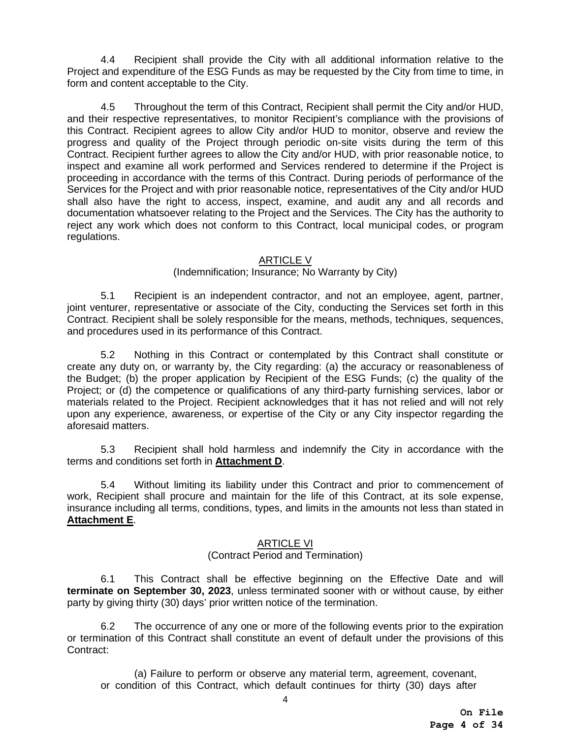4.4 Recipient shall provide the City with all additional information relative to the Project and expenditure of the ESG Funds as may be requested by the City from time to time, in form and content acceptable to the City.

4.5 Throughout the term of this Contract, Recipient shall permit the City and/or HUD, and their respective representatives, to monitor Recipient's compliance with the provisions of this Contract. Recipient agrees to allow City and/or HUD to monitor, observe and review the progress and quality of the Project through periodic on-site visits during the term of this Contract. Recipient further agrees to allow the City and/or HUD, with prior reasonable notice, to inspect and examine all work performed and Services rendered to determine if the Project is proceeding in accordance with the terms of this Contract. During periods of performance of the Services for the Project and with prior reasonable notice, representatives of the City and/or HUD shall also have the right to access, inspect, examine, and audit any and all records and documentation whatsoever relating to the Project and the Services. The City has the authority to reject any work which does not conform to this Contract, local municipal codes, or program regulations.

## ARTICLE V
(Indemnification; Insurance; No Warranty by City)

5.1 Recipient is an independent contractor, and not an employee, agent, partner, joint venturer, representative or associate of the City, conducting the Services set forth in this Contract. Recipient shall be solely responsible for the means, methods, techniques, sequences, and procedures used in its performance of this Contract.

5.2 Nothing in this Contract or contemplated by this Contract shall constitute or create any duty on, or warranty by, the City regarding: (a) the accuracy or reasonableness of the Budget; (b) the proper application by Recipient of the ESG Funds; (c) the quality of the Project; or (d) the competence or qualifications of any third-party furnishing services, labor or materials related to the Project. Recipient acknowledges that it has not relied and will not rely upon any experience, awareness, or expertise of the City or any City inspector regarding the aforesaid matters.

5.3 Recipient shall hold harmless and indemnify the City in accordance with the terms and conditions set forth in **Attachment D**.

5.4 Without limiting its liability under this Contract and prior to commencement of work, Recipient shall procure and maintain for the life of this Contract, at its sole expense, insurance including all terms, conditions, types, and limits in the amounts not less than stated in **Attachment E**.

## ARTICLE VI
(Contract Period and Termination)

6.1 This Contract shall be effective beginning on the Effective Date and will **terminate on September 30, 2023**, unless terminated sooner with or without cause, by either party by giving thirty (30) days' prior written notice of the termination.

6.2 The occurrence of any one or more of the following events prior to the expiration or termination of this Contract shall constitute an event of default under the provisions of this Contract:

(a) Failure to perform or observe any material term, agreement, covenant, or condition of this Contract, which default continues for thirty (30) days after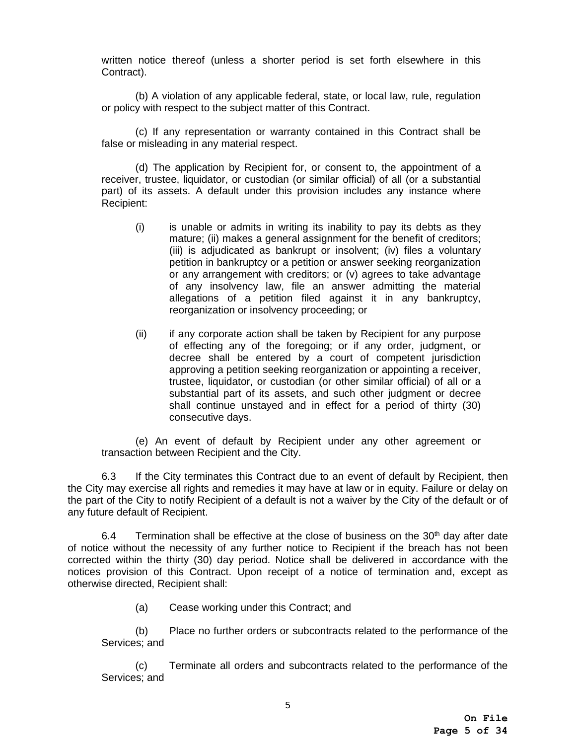written notice thereof (unless a shorter period is set forth elsewhere in this Contract).

(b) A violation of any applicable federal, state, or local law, rule, regulation or policy with respect to the subject matter of this Contract.

(c) If any representation or warranty contained in this Contract shall be false or misleading in any material respect.

(d) The application by Recipient for, or consent to, the appointment of a receiver, trustee, liquidator, or custodian (or similar official) of all (or a substantial part) of its assets. A default under this provision includes any instance where Recipient:

(i) is unable or admits in writing its inability to pay its debts as they mature; (ii) makes a general assignment for the benefit of creditors; (iii) is adjudicated as bankrupt or insolvent; (iv) files a voluntary petition in bankruptcy or a petition or answer seeking reorganization or any arrangement with creditors; or (v) agrees to take advantage of any insolvency law, file an answer admitting the material allegations of a petition filed against it in any bankruptcy, reorganization or insolvency proceeding; or

(ii) if any corporate action shall be taken by Recipient for any purpose of effecting any of the foregoing; or if any order, judgment, or decree shall be entered by a court of competent jurisdiction approving a petition seeking reorganization or appointing a receiver, trustee, liquidator, or custodian (or other similar official) of all or a substantial part of its assets, and such other judgment or decree shall continue unstayed and in effect for a period of thirty (30) consecutive days.

(e) An event of default by Recipient under any other agreement or transaction between Recipient and the City.

6.3 If the City terminates this Contract due to an event of default by Recipient, then the City may exercise all rights and remedies it may have at law or in equity. Failure or delay on the part of the City to notify Recipient of a default is not a waiver by the City of the default or of any future default of Recipient.

6.4 Termination shall be effective at the close of business on the 30th day after date of notice without the necessity of any further notice to Recipient if the breach has not been corrected within the thirty (30) day period. Notice shall be delivered in accordance with the notices provision of this Contract. Upon receipt of a notice of termination and, except as otherwise directed, Recipient shall:

(a) Cease working under this Contract; and

(b) Place no further orders or subcontracts related to the performance of the Services; and

(c) Terminate all orders and subcontracts related to the performance of the Services; and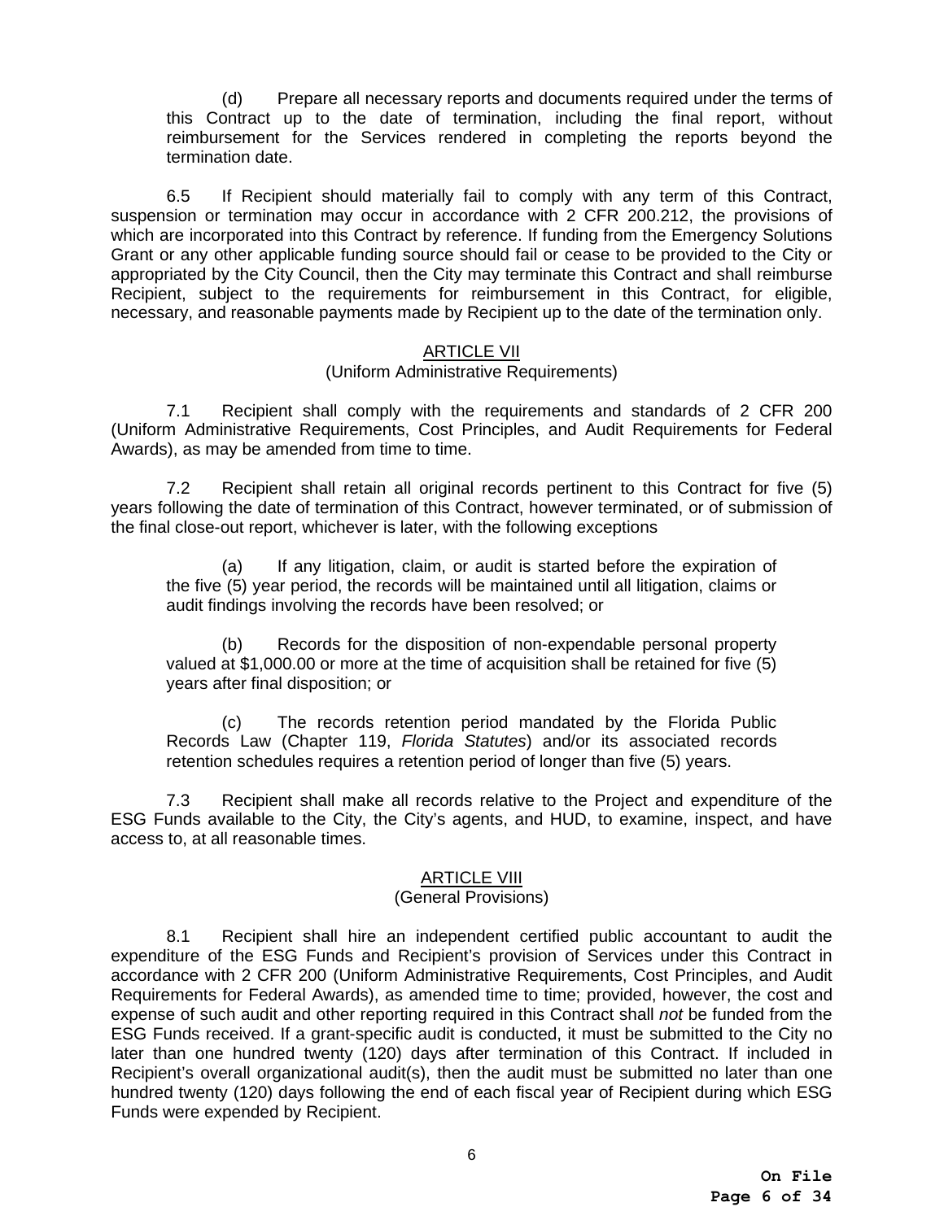(d) Prepare all necessary reports and documents required under the terms of this Contract up to the date of termination, including the final report, without reimbursement for the Services rendered in completing the reports beyond the termination date.

6.5 If Recipient should materially fail to comply with any term of this Contract, suspension or termination may occur in accordance with 2 CFR 200.212, the provisions of which are incorporated into this Contract by reference. If funding from the Emergency Solutions Grant or any other applicable funding source should fail or cease to be provided to the City or appropriated by the City Council, then the City may terminate this Contract and shall reimburse Recipient, subject to the requirements for reimbursement in this Contract, for eligible, necessary, and reasonable payments made by Recipient up to the date of the termination only.

## ARTICLE VII
(Uniform Administrative Requirements)

7.1 Recipient shall comply with the requirements and standards of 2 CFR 200 (Uniform Administrative Requirements, Cost Principles, and Audit Requirements for Federal Awards), as may be amended from time to time.

7.2 Recipient shall retain all original records pertinent to this Contract for five (5) years following the date of termination of this Contract, however terminated, or of submission of the final close-out report, whichever is later, with the following exceptions

(a) If any litigation, claim, or audit is started before the expiration of the five (5) year period, the records will be maintained until all litigation, claims or audit findings involving the records have been resolved; or

(b) Records for the disposition of non-expendable personal property valued at $1,000.00 or more at the time of acquisition shall be retained for five (5) years after final disposition; or

(c) The records retention period mandated by the Florida Public Records Law (Chapter 119, *Florida Statutes*) and/or its associated records retention schedules requires a retention period of longer than five (5) years.

7.3 Recipient shall make all records relative to the Project and expenditure of the ESG Funds available to the City, the City's agents, and HUD, to examine, inspect, and have access to, at all reasonable times.

## ARTICLE VIII
(General Provisions)

8.1 Recipient shall hire an independent certified public accountant to audit the expenditure of the ESG Funds and Recipient's provision of Services under this Contract in accordance with 2 CFR 200 (Uniform Administrative Requirements, Cost Principles, and Audit Requirements for Federal Awards), as amended time to time; provided, however, the cost and expense of such audit and other reporting required in this Contract shall *not* be funded from the ESG Funds received. If a grant-specific audit is conducted, it must be submitted to the City no later than one hundred twenty (120) days after termination of this Contract. If included in Recipient's overall organizational audit(s), then the audit must be submitted no later than one hundred twenty (120) days following the end of each fiscal year of Recipient during which ESG Funds were expended by Recipient.

**On File**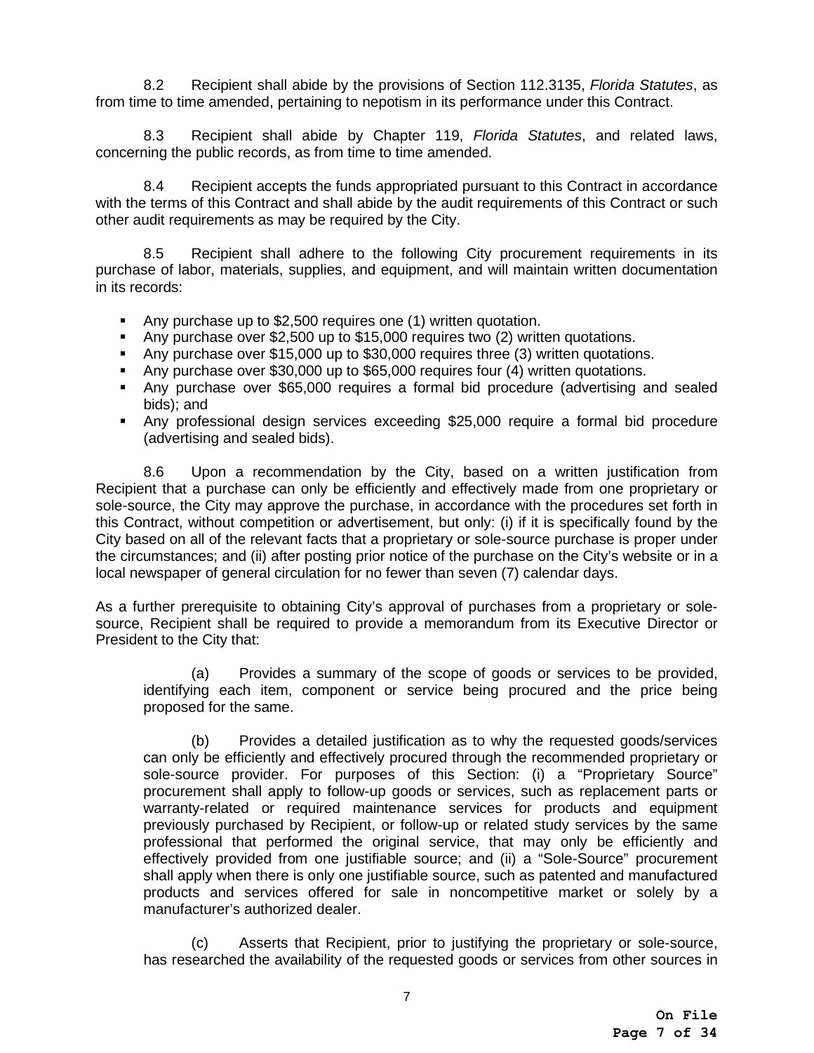8.2 Recipient shall abide by the provisions of Section 112.3135, *Florida Statutes*, as from time to time amended, pertaining to nepotism in its performance under this Contract.

8.3 Recipient shall abide by Chapter 119, *Florida Statutes*, and related laws, concerning the public records, as from time to time amended.

8.4 Recipient accepts the funds appropriated pursuant to this Contract in accordance with the terms of this Contract and shall abide by the audit requirements of this Contract or such other audit requirements as may be required by the City.

8.5 Recipient shall adhere to the following City procurement requirements in its purchase of labor, materials, supplies, and equipment, and will maintain written documentation in its records:

- Any purchase up to $2,500 requires one (1) written quotation.
- Any purchase over $2,500 up to $15,000 requires two (2) written quotations.
- Any purchase over $15,000 up to $30,000 requires three (3) written quotations.
- Any purchase over $30,000 up to $65,000 requires four (4) written quotations.
- Any purchase over $65,000 requires a formal bid procedure (advertising and sealed bids); and
- Any professional design services exceeding $25,000 require a formal bid procedure (advertising and sealed bids).

8.6 Upon a recommendation by the City, based on a written justification from Recipient that a purchase can only be efficiently and effectively made from one proprietary or sole-source, the City may approve the purchase, in accordance with the procedures set forth in this Contract, without competition or advertisement, but only: (i) if it is specifically found by the City based on all of the relevant facts that a proprietary or sole-source purchase is proper under the circumstances; and (ii) after posting prior notice of the purchase on the City's website or in a local newspaper of general circulation for no fewer than seven (7) calendar days.

As a further prerequisite to obtaining City's approval of purchases from a proprietary or sole-source, Recipient shall be required to provide a memorandum from its Executive Director or President to the City that:

(a) Provides a summary of the scope of goods or services to be provided, identifying each item, component or service being procured and the price being proposed for the same.

(b) Provides a detailed justification as to why the requested goods/services can only be efficiently and effectively procured through the recommended proprietary or sole-source provider. For purposes of this Section: (i) a "Proprietary Source" procurement shall apply to follow-up goods or services, such as replacement parts or warranty-related or required maintenance services for products and equipment previously purchased by Recipient, or follow-up or related study services by the same professional that performed the original service, that may only be efficiently and effectively provided from one justifiable source; and (ii) a "Sole-Source" procurement shall apply when there is only one justifiable source, such as patented and manufactured products and services offered for sale in noncompetitive market or solely by a manufacturer's authorized dealer.

(c) Asserts that Recipient, prior to justifying the proprietary or sole-source, has researched the availability of the requested goods or services from other sources in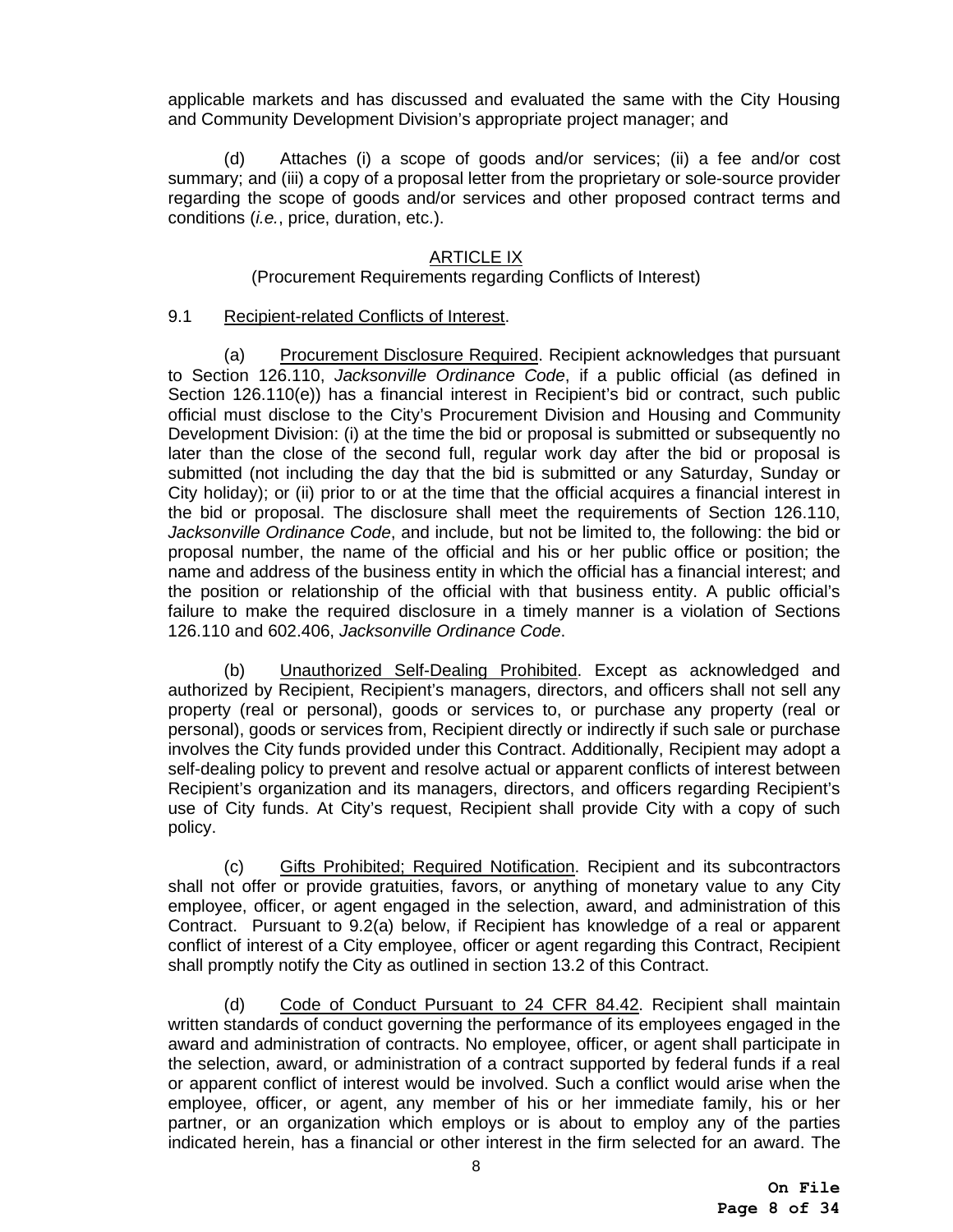applicable markets and has discussed and evaluated the same with the City Housing and Community Development Division's appropriate project manager; and

(d) Attaches (i) a scope of goods and/or services; (ii) a fee and/or cost summary; and (iii) a copy of a proposal letter from the proprietary or sole-source provider regarding the scope of goods and/or services and other proposed contract terms and conditions (*i.e.*, price, duration, etc.).

## ARTICLE IX
(Procurement Requirements regarding Conflicts of Interest)

9.1 Recipient-related Conflicts of Interest.

(a) Procurement Disclosure Required. Recipient acknowledges that pursuant to Section 126.110, *Jacksonville Ordinance Code*, if a public official (as defined in Section 126.110(e)) has a financial interest in Recipient's bid or contract, such public official must disclose to the City's Procurement Division and Housing and Community Development Division: (i) at the time the bid or proposal is submitted or subsequently no later than the close of the second full, regular work day after the bid or proposal is submitted (not including the day that the bid is submitted or any Saturday, Sunday or City holiday); or (ii) prior to or at the time that the official acquires a financial interest in the bid or proposal. The disclosure shall meet the requirements of Section 126.110, *Jacksonville Ordinance Code*, and include, but not be limited to, the following: the bid or proposal number, the name of the official and his or her public office or position; the name and address of the business entity in which the official has a financial interest; and the position or relationship of the official with that business entity. A public official's failure to make the required disclosure in a timely manner is a violation of Sections 126.110 and 602.406, *Jacksonville Ordinance Code*.

(b) Unauthorized Self-Dealing Prohibited. Except as acknowledged and authorized by Recipient, Recipient's managers, directors, and officers shall not sell any property (real or personal), goods or services to, or purchase any property (real or personal), goods or services from, Recipient directly or indirectly if such sale or purchase involves the City funds provided under this Contract. Additionally, Recipient may adopt a self-dealing policy to prevent and resolve actual or apparent conflicts of interest between Recipient's organization and its managers, directors, and officers regarding Recipient's use of City funds. At City's request, Recipient shall provide City with a copy of such policy.

(c) Gifts Prohibited; Required Notification. Recipient and its subcontractors shall not offer or provide gratuities, favors, or anything of monetary value to any City employee, officer, or agent engaged in the selection, award, and administration of this Contract. Pursuant to 9.2(a) below, if Recipient has knowledge of a real or apparent conflict of interest of a City employee, officer or agent regarding this Contract, Recipient shall promptly notify the City as outlined in section 13.2 of this Contract.

(d) Code of Conduct Pursuant to 24 CFR 84.42. Recipient shall maintain written standards of conduct governing the performance of its employees engaged in the award and administration of contracts. No employee, officer, or agent shall participate in the selection, award, or administration of a contract supported by federal funds if a real or apparent conflict of interest would be involved. Such a conflict would arise when the employee, officer, or agent, any member of his or her immediate family, his or her partner, or an organization which employs or is about to employ any of the parties indicated herein, has a financial or other interest in the firm selected for an award. The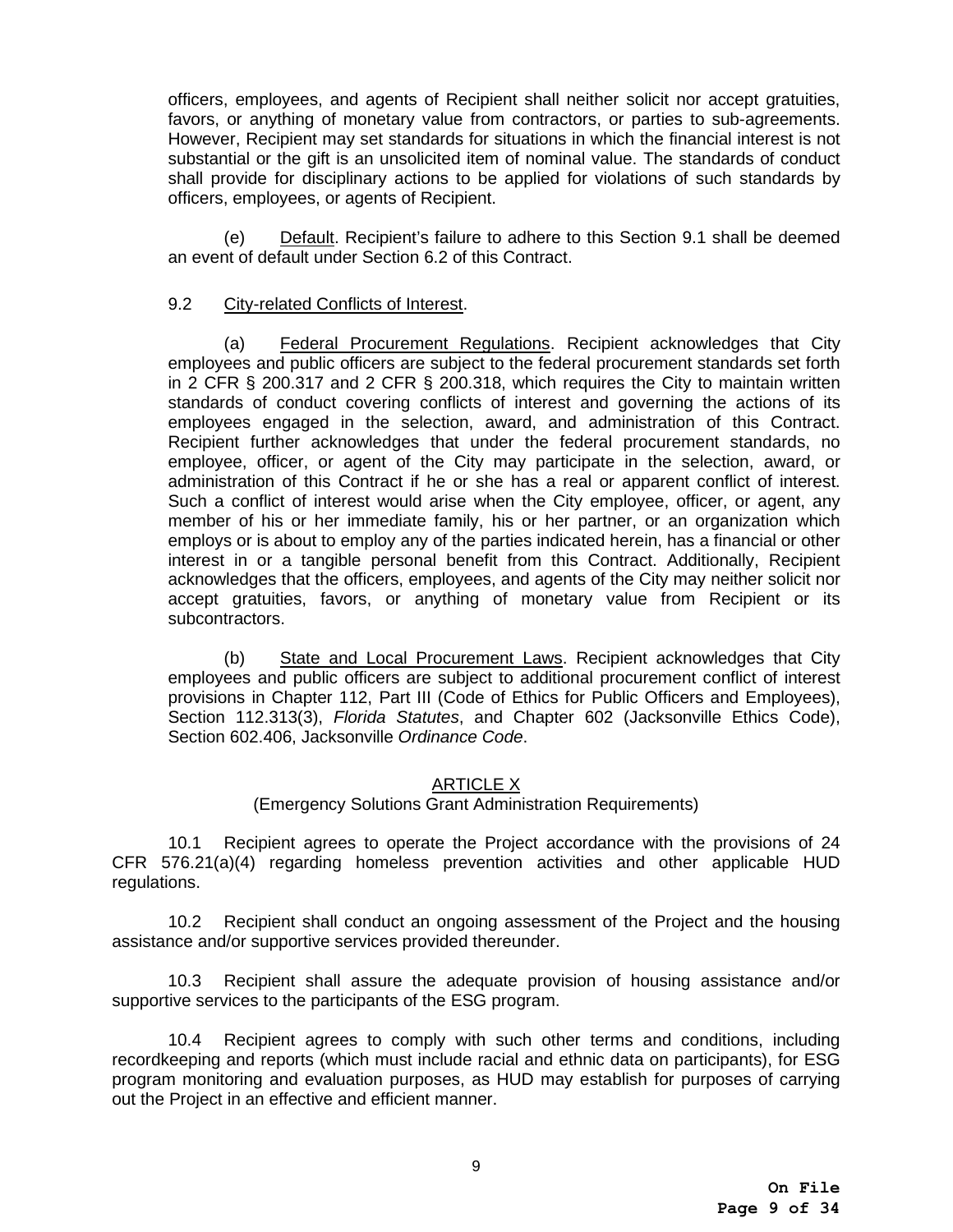officers, employees, and agents of Recipient shall neither solicit nor accept gratuities, favors, or anything of monetary value from contractors, or parties to sub-agreements. However, Recipient may set standards for situations in which the financial interest is not substantial or the gift is an unsolicited item of nominal value. The standards of conduct shall provide for disciplinary actions to be applied for violations of such standards by officers, employees, or agents of Recipient.

(e) Default. Recipient's failure to adhere to this Section 9.1 shall be deemed an event of default under Section 6.2 of this Contract.

9.2 City-related Conflicts of Interest.

(a) Federal Procurement Regulations. Recipient acknowledges that City employees and public officers are subject to the federal procurement standards set forth in 2 CFR § 200.317 and 2 CFR § 200.318, which requires the City to maintain written standards of conduct covering conflicts of interest and governing the actions of its employees engaged in the selection, award, and administration of this Contract. Recipient further acknowledges that under the federal procurement standards, no employee, officer, or agent of the City may participate in the selection, award, or administration of this Contract if he or she has a real or apparent conflict of interest. Such a conflict of interest would arise when the City employee, officer, or agent, any member of his or her immediate family, his or her partner, or an organization which employs or is about to employ any of the parties indicated herein, has a financial or other interest in or a tangible personal benefit from this Contract. Additionally, Recipient acknowledges that the officers, employees, and agents of the City may neither solicit nor accept gratuities, favors, or anything of monetary value from Recipient or its subcontractors.

(b) State and Local Procurement Laws. Recipient acknowledges that City employees and public officers are subject to additional procurement conflict of interest provisions in Chapter 112, Part III (Code of Ethics for Public Officers and Employees), Section 112.313(3), *Florida Statutes*, and Chapter 602 (Jacksonville Ethics Code), Section 602.406, Jacksonville *Ordinance Code*.

## ARTICLE X
(Emergency Solutions Grant Administration Requirements)

10.1 Recipient agrees to operate the Project accordance with the provisions of 24 CFR 576.21(a)(4) regarding homeless prevention activities and other applicable HUD regulations.

10.2 Recipient shall conduct an ongoing assessment of the Project and the housing assistance and/or supportive services provided thereunder.

10.3 Recipient shall assure the adequate provision of housing assistance and/or supportive services to the participants of the ESG program.

10.4 Recipient agrees to comply with such other terms and conditions, including recordkeeping and reports (which must include racial and ethnic data on participants), for ESG program monitoring and evaluation purposes, as HUD may establish for purposes of carrying out the Project in an effective and efficient manner.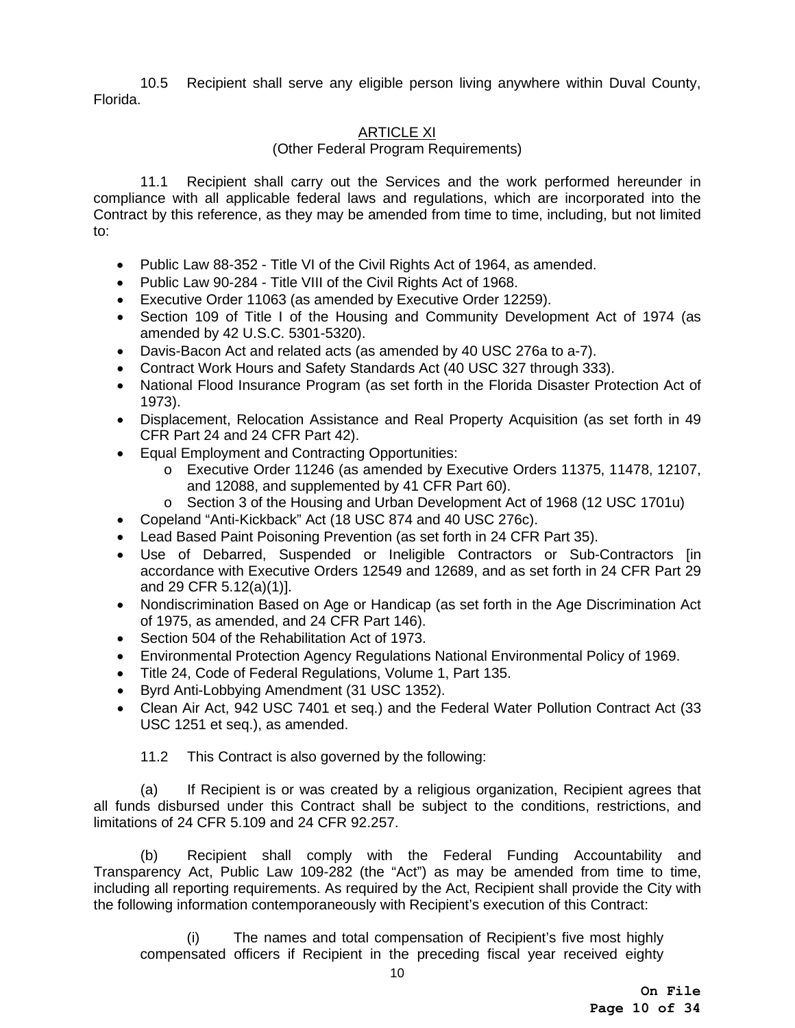10.5 Recipient shall serve any eligible person living anywhere within Duval County, Florida.

## ARTICLE XI
### (Other Federal Program Requirements)

11.1 Recipient shall carry out the Services and the work performed hereunder in compliance with all applicable federal laws and regulations, which are incorporated into the Contract by this reference, as they may be amended from time to time, including, but not limited to:

- Public Law 88-352 - Title VI of the Civil Rights Act of 1964, as amended.
- Public Law 90-284 - Title VIII of the Civil Rights Act of 1968.
- Executive Order 11063 (as amended by Executive Order 12259).
- Section 109 of Title I of the Housing and Community Development Act of 1974 (as amended by 42 U.S.C. 5301-5320).
- Davis-Bacon Act and related acts (as amended by 40 USC 276a to a-7).
- Contract Work Hours and Safety Standards Act (40 USC 327 through 333).
- National Flood Insurance Program (as set forth in the Florida Disaster Protection Act of 1973).
- Displacement, Relocation Assistance and Real Property Acquisition (as set forth in 49 CFR Part 24 and 24 CFR Part 42).
- Equal Employment and Contracting Opportunities:
  - Executive Order 11246 (as amended by Executive Orders 11375, 11478, 12107, and 12088, and supplemented by 41 CFR Part 60).
  - Section 3 of the Housing and Urban Development Act of 1968 (12 USC 1701u)
- Copeland "Anti-Kickback" Act (18 USC 874 and 40 USC 276c).
- Lead Based Paint Poisoning Prevention (as set forth in 24 CFR Part 35).
- Use of Debarred, Suspended or Ineligible Contractors or Sub-Contractors [in accordance with Executive Orders 12549 and 12689, and as set forth in 24 CFR Part 29 and 29 CFR 5.12(a)(1)].
- Nondiscrimination Based on Age or Handicap (as set forth in the Age Discrimination Act of 1975, as amended, and 24 CFR Part 146).
- Section 504 of the Rehabilitation Act of 1973.
- Environmental Protection Agency Regulations National Environmental Policy of 1969.
- Title 24, Code of Federal Regulations, Volume 1, Part 135.
- Byrd Anti-Lobbying Amendment (31 USC 1352).
- Clean Air Act, 942 USC 7401 et seq.) and the Federal Water Pollution Contract Act (33 USC 1251 et seq.), as amended.

11.2 This Contract is also governed by the following:

(a) If Recipient is or was created by a religious organization, Recipient agrees that all funds disbursed under this Contract shall be subject to the conditions, restrictions, and limitations of 24 CFR 5.109 and 24 CFR 92.257.

(b) Recipient shall comply with the Federal Funding Accountability and Transparency Act, Public Law 109-282 (the "Act") as may be amended from time to time, including all reporting requirements. As required by the Act, Recipient shall provide the City with the following information contemporaneously with Recipient's execution of this Contract:

(i) The names and total compensation of Recipient's five most highly compensated officers if Recipient in the preceding fiscal year received eighty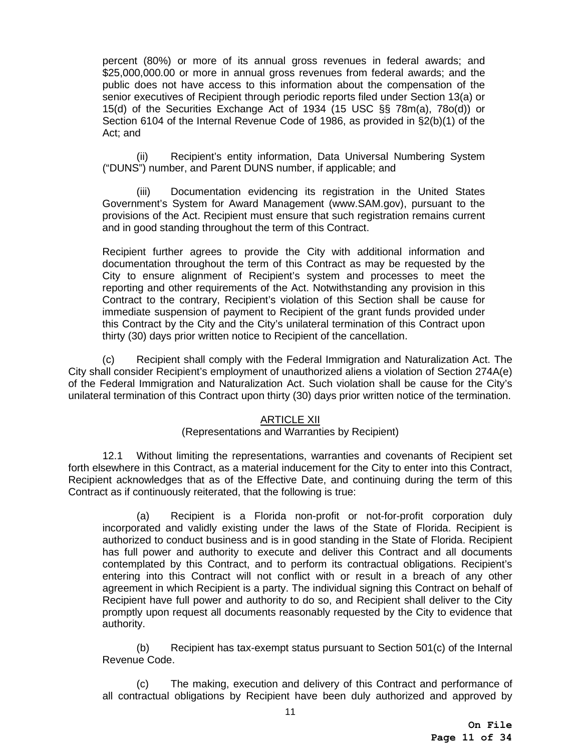percent (80%) or more of its annual gross revenues in federal awards; and $25,000,000.00 or more in annual gross revenues from federal awards; and the public does not have access to this information about the compensation of the senior executives of Recipient through periodic reports filed under Section 13(a) or 15(d) of the Securities Exchange Act of 1934 (15 USC §§ 78m(a), 78o(d)) or Section 6104 of the Internal Revenue Code of 1986, as provided in §2(b)(1) of the Act; and

(ii) Recipient's entity information, Data Universal Numbering System ("DUNS") number, and Parent DUNS number, if applicable; and

(iii) Documentation evidencing its registration in the United States Government's System for Award Management (www.SAM.gov), pursuant to the provisions of the Act. Recipient must ensure that such registration remains current and in good standing throughout the term of this Contract.

Recipient further agrees to provide the City with additional information and documentation throughout the term of this Contract as may be requested by the City to ensure alignment of Recipient's system and processes to meet the reporting and other requirements of the Act. Notwithstanding any provision in this Contract to the contrary, Recipient's violation of this Section shall be cause for immediate suspension of payment to Recipient of the grant funds provided under this Contract by the City and the City's unilateral termination of this Contract upon thirty (30) days prior written notice to Recipient of the cancellation.

(c) Recipient shall comply with the Federal Immigration and Naturalization Act. The City shall consider Recipient's employment of unauthorized aliens a violation of Section 274A(e) of the Federal Immigration and Naturalization Act. Such violation shall be cause for the City's unilateral termination of this Contract upon thirty (30) days prior written notice of the termination.

## ARTICLE XII
### (Representations and Warranties by Recipient)

12.1 Without limiting the representations, warranties and covenants of Recipient set forth elsewhere in this Contract, as a material inducement for the City to enter into this Contract, Recipient acknowledges that as of the Effective Date, and continuing during the term of this Contract as if continuously reiterated, that the following is true:

(a) Recipient is a Florida non-profit or not-for-profit corporation duly incorporated and validly existing under the laws of the State of Florida. Recipient is authorized to conduct business and is in good standing in the State of Florida. Recipient has full power and authority to execute and deliver this Contract and all documents contemplated by this Contract, and to perform its contractual obligations. Recipient's entering into this Contract will not conflict with or result in a breach of any other agreement in which Recipient is a party. The individual signing this Contract on behalf of Recipient have full power and authority to do so, and Recipient shall deliver to the City promptly upon request all documents reasonably requested by the City to evidence that authority.

(b) Recipient has tax-exempt status pursuant to Section 501(c) of the Internal Revenue Code.

(c) The making, execution and delivery of this Contract and performance of all contractual obligations by Recipient have been duly authorized and approved by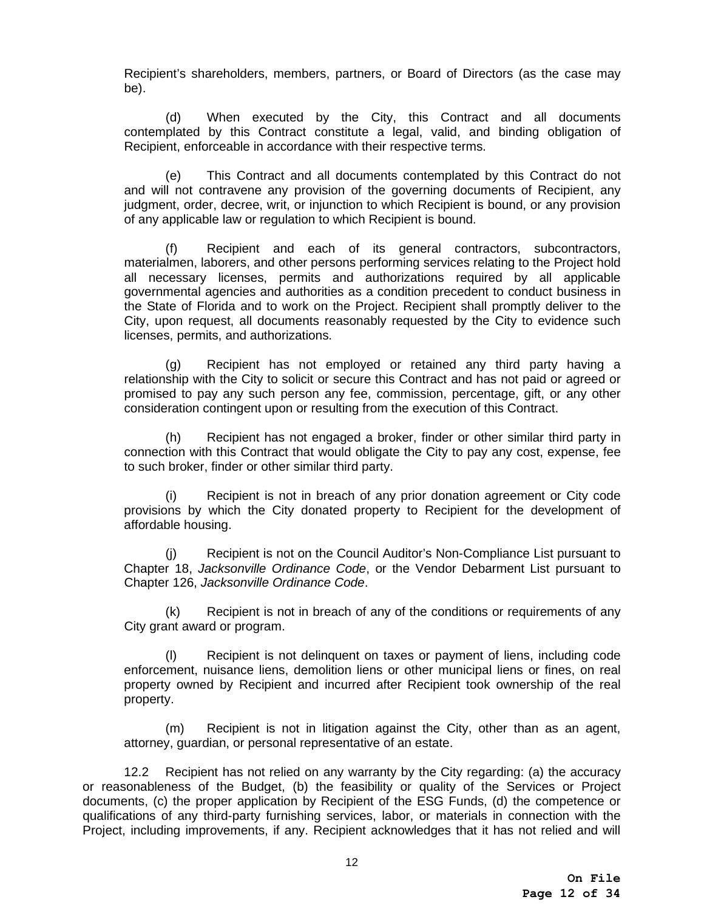Recipient's shareholders, members, partners, or Board of Directors (as the case may be).

(d) When executed by the City, this Contract and all documents contemplated by this Contract constitute a legal, valid, and binding obligation of Recipient, enforceable in accordance with their respective terms.

(e) This Contract and all documents contemplated by this Contract do not and will not contravene any provision of the governing documents of Recipient, any judgment, order, decree, writ, or injunction to which Recipient is bound, or any provision of any applicable law or regulation to which Recipient is bound.

(f) Recipient and each of its general contractors, subcontractors, materialmen, laborers, and other persons performing services relating to the Project hold all necessary licenses, permits and authorizations required by all applicable governmental agencies and authorities as a condition precedent to conduct business in the State of Florida and to work on the Project. Recipient shall promptly deliver to the City, upon request, all documents reasonably requested by the City to evidence such licenses, permits, and authorizations.

(g) Recipient has not employed or retained any third party having a relationship with the City to solicit or secure this Contract and has not paid or agreed or promised to pay any such person any fee, commission, percentage, gift, or any other consideration contingent upon or resulting from the execution of this Contract.

(h) Recipient has not engaged a broker, finder or other similar third party in connection with this Contract that would obligate the City to pay any cost, expense, fee to such broker, finder or other similar third party.

(i) Recipient is not in breach of any prior donation agreement or City code provisions by which the City donated property to Recipient for the development of affordable housing.

(j) Recipient is not on the Council Auditor's Non-Compliance List pursuant to Chapter 18, *Jacksonville Ordinance Code*, or the Vendor Debarment List pursuant to Chapter 126, *Jacksonville Ordinance Code*.

(k) Recipient is not in breach of any of the conditions or requirements of any City grant award or program.

(l) Recipient is not delinquent on taxes or payment of liens, including code enforcement, nuisance liens, demolition liens or other municipal liens or fines, on real property owned by Recipient and incurred after Recipient took ownership of the real property.

(m) Recipient is not in litigation against the City, other than as an agent, attorney, guardian, or personal representative of an estate.

12.2 Recipient has not relied on any warranty by the City regarding: (a) the accuracy or reasonableness of the Budget, (b) the feasibility or quality of the Services or Project documents, (c) the proper application by Recipient of the ESG Funds, (d) the competence or qualifications of any third-party furnishing services, labor, or materials in connection with the Project, including improvements, if any. Recipient acknowledges that it has not relied and will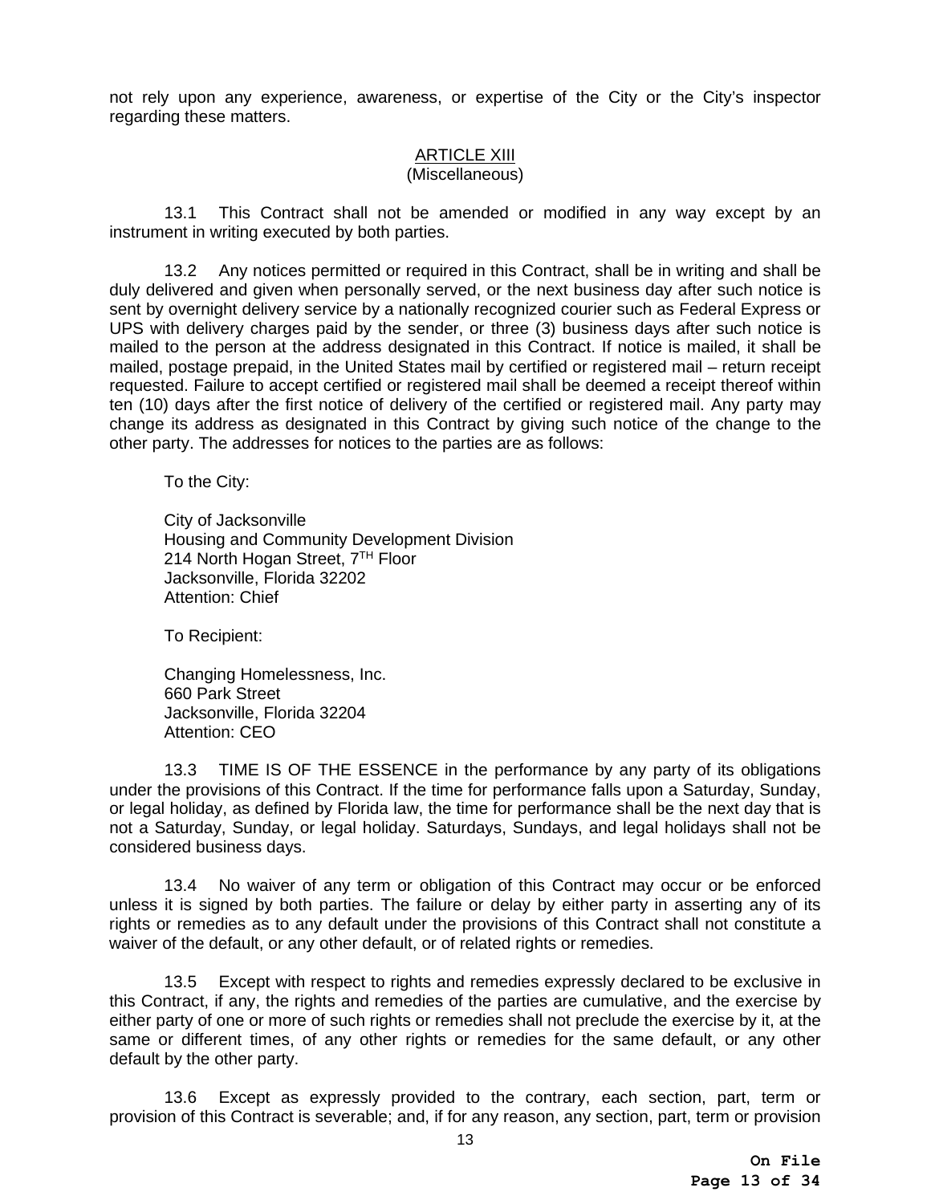not rely upon any experience, awareness, or expertise of the City or the City's inspector regarding these matters.

## ARTICLE XIII
(Miscellaneous)

13.1 This Contract shall not be amended or modified in any way except by an instrument in writing executed by both parties.

13.2 Any notices permitted or required in this Contract, shall be in writing and shall be duly delivered and given when personally served, or the next business day after such notice is sent by overnight delivery service by a nationally recognized courier such as Federal Express or UPS with delivery charges paid by the sender, or three (3) business days after such notice is mailed to the person at the address designated in this Contract. If notice is mailed, it shall be mailed, postage prepaid, in the United States mail by certified or registered mail – return receipt requested. Failure to accept certified or registered mail shall be deemed a receipt thereof within ten (10) days after the first notice of delivery of the certified or registered mail. Any party may change its address as designated in this Contract by giving such notice of the change to the other party. The addresses for notices to the parties are as follows:

To the City:

City of Jacksonville
Housing and Community Development Division
214 North Hogan Street, 7TH Floor
Jacksonville, Florida 32202
Attention: Chief

To Recipient:

Changing Homelessness, Inc.
660 Park Street
Jacksonville, Florida 32204
Attention: CEO

13.3 TIME IS OF THE ESSENCE in the performance by any party of its obligations under the provisions of this Contract. If the time for performance falls upon a Saturday, Sunday, or legal holiday, as defined by Florida law, the time for performance shall be the next day that is not a Saturday, Sunday, or legal holiday. Saturdays, Sundays, and legal holidays shall not be considered business days.

13.4 No waiver of any term or obligation of this Contract may occur or be enforced unless it is signed by both parties. The failure or delay by either party in asserting any of its rights or remedies as to any default under the provisions of this Contract shall not constitute a waiver of the default, or any other default, or of related rights or remedies.

13.5 Except with respect to rights and remedies expressly declared to be exclusive in this Contract, if any, the rights and remedies of the parties are cumulative, and the exercise by either party of one or more of such rights or remedies shall not preclude the exercise by it, at the same or different times, of any other rights or remedies for the same default, or any other default by the other party.

13.6 Except as expressly provided to the contrary, each section, part, term or provision of this Contract is severable; and, if for any reason, any section, part, term or provision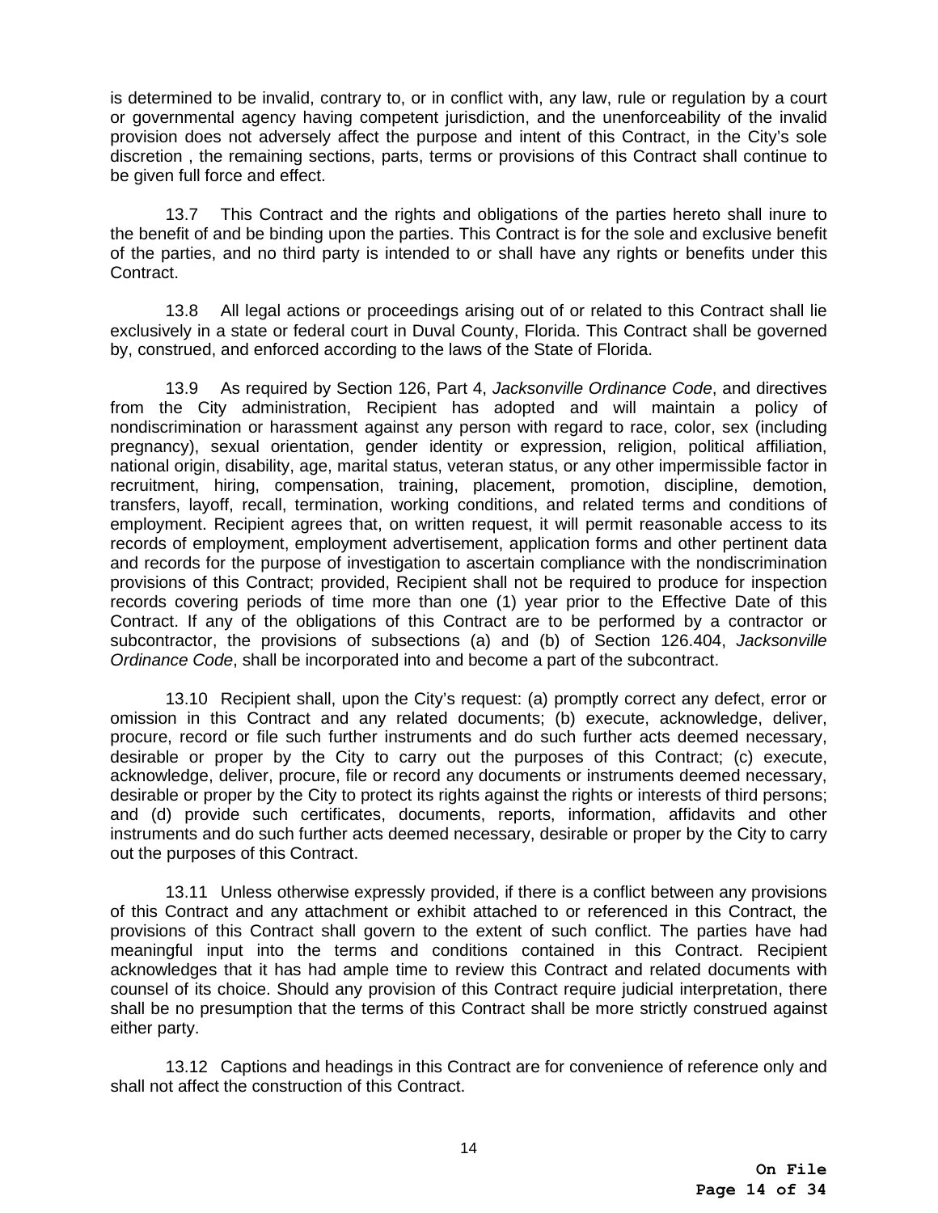is determined to be invalid, contrary to, or in conflict with, any law, rule or regulation by a court or governmental agency having competent jurisdiction, and the unenforceability of the invalid provision does not adversely affect the purpose and intent of this Contract, in the City's sole discretion , the remaining sections, parts, terms or provisions of this Contract shall continue to be given full force and effect.

13.7 This Contract and the rights and obligations of the parties hereto shall inure to the benefit of and be binding upon the parties. This Contract is for the sole and exclusive benefit of the parties, and no third party is intended to or shall have any rights or benefits under this Contract.

13.8 All legal actions or proceedings arising out of or related to this Contract shall lie exclusively in a state or federal court in Duval County, Florida. This Contract shall be governed by, construed, and enforced according to the laws of the State of Florida.

13.9 As required by Section 126, Part 4, *Jacksonville Ordinance Code*, and directives from the City administration, Recipient has adopted and will maintain a policy of nondiscrimination or harassment against any person with regard to race, color, sex (including pregnancy), sexual orientation, gender identity or expression, religion, political affiliation, national origin, disability, age, marital status, veteran status, or any other impermissible factor in recruitment, hiring, compensation, training, placement, promotion, discipline, demotion, transfers, layoff, recall, termination, working conditions, and related terms and conditions of employment. Recipient agrees that, on written request, it will permit reasonable access to its records of employment, employment advertisement, application forms and other pertinent data and records for the purpose of investigation to ascertain compliance with the nondiscrimination provisions of this Contract; provided, Recipient shall not be required to produce for inspection records covering periods of time more than one (1) year prior to the Effective Date of this Contract. If any of the obligations of this Contract are to be performed by a contractor or subcontractor, the provisions of subsections (a) and (b) of Section 126.404, *Jacksonville Ordinance Code*, shall be incorporated into and become a part of the subcontract.

13.10 Recipient shall, upon the City's request: (a) promptly correct any defect, error or omission in this Contract and any related documents; (b) execute, acknowledge, deliver, procure, record or file such further instruments and do such further acts deemed necessary, desirable or proper by the City to carry out the purposes of this Contract; (c) execute, acknowledge, deliver, procure, file or record any documents or instruments deemed necessary, desirable or proper by the City to protect its rights against the rights or interests of third persons; and (d) provide such certificates, documents, reports, information, affidavits and other instruments and do such further acts deemed necessary, desirable or proper by the City to carry out the purposes of this Contract.

13.11 Unless otherwise expressly provided, if there is a conflict between any provisions of this Contract and any attachment or exhibit attached to or referenced in this Contract, the provisions of this Contract shall govern to the extent of such conflict. The parties have had meaningful input into the terms and conditions contained in this Contract. Recipient acknowledges that it has had ample time to review this Contract and related documents with counsel of its choice. Should any provision of this Contract require judicial interpretation, there shall be no presumption that the terms of this Contract shall be more strictly construed against either party.

13.12 Captions and headings in this Contract are for convenience of reference only and shall not affect the construction of this Contract.

**On File**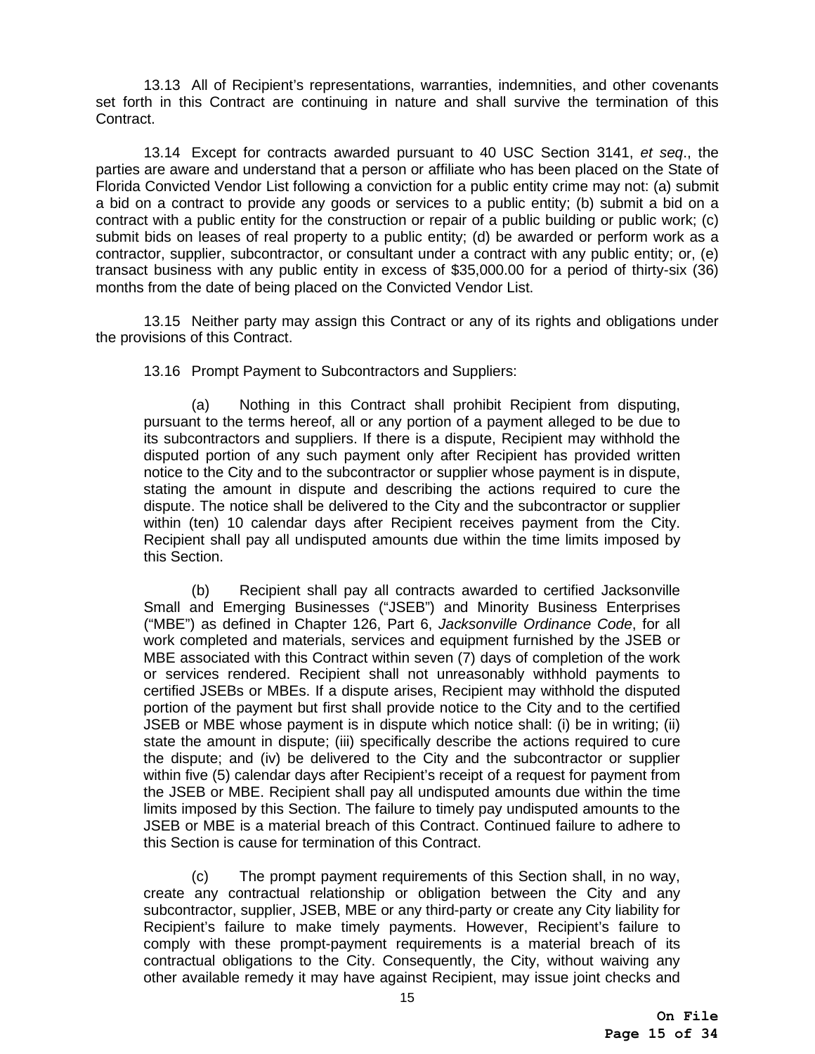13.13 All of Recipient's representations, warranties, indemnities, and other covenants set forth in this Contract are continuing in nature and shall survive the termination of this Contract.

13.14 Except for contracts awarded pursuant to 40 USC Section 3141, *et seq*., the parties are aware and understand that a person or affiliate who has been placed on the State of Florida Convicted Vendor List following a conviction for a public entity crime may not: (a) submit a bid on a contract to provide any goods or services to a public entity; (b) submit a bid on a contract with a public entity for the construction or repair of a public building or public work; (c) submit bids on leases of real property to a public entity; (d) be awarded or perform work as a contractor, supplier, subcontractor, or consultant under a contract with any public entity; or, (e) transact business with any public entity in excess of $35,000.00 for a period of thirty-six (36) months from the date of being placed on the Convicted Vendor List.

13.15 Neither party may assign this Contract or any of its rights and obligations under the provisions of this Contract.

13.16 Prompt Payment to Subcontractors and Suppliers:

(a) Nothing in this Contract shall prohibit Recipient from disputing, pursuant to the terms hereof, all or any portion of a payment alleged to be due to its subcontractors and suppliers. If there is a dispute, Recipient may withhold the disputed portion of any such payment only after Recipient has provided written notice to the City and to the subcontractor or supplier whose payment is in dispute, stating the amount in dispute and describing the actions required to cure the dispute. The notice shall be delivered to the City and the subcontractor or supplier within (ten) 10 calendar days after Recipient receives payment from the City. Recipient shall pay all undisputed amounts due within the time limits imposed by this Section.

(b) Recipient shall pay all contracts awarded to certified Jacksonville Small and Emerging Businesses ("JSEB") and Minority Business Enterprises ("MBE") as defined in Chapter 126, Part 6, *Jacksonville Ordinance Code*, for all work completed and materials, services and equipment furnished by the JSEB or MBE associated with this Contract within seven (7) days of completion of the work or services rendered. Recipient shall not unreasonably withhold payments to certified JSEBs or MBEs. If a dispute arises, Recipient may withhold the disputed portion of the payment but first shall provide notice to the City and to the certified JSEB or MBE whose payment is in dispute which notice shall: (i) be in writing; (ii) state the amount in dispute; (iii) specifically describe the actions required to cure the dispute; and (iv) be delivered to the City and the subcontractor or supplier within five (5) calendar days after Recipient's receipt of a request for payment from the JSEB or MBE. Recipient shall pay all undisputed amounts due within the time limits imposed by this Section. The failure to timely pay undisputed amounts to the JSEB or MBE is a material breach of this Contract. Continued failure to adhere to this Section is cause for termination of this Contract.

(c) The prompt payment requirements of this Section shall, in no way, create any contractual relationship or obligation between the City and any subcontractor, supplier, JSEB, MBE or any third-party or create any City liability for Recipient's failure to make timely payments. However, Recipient's failure to comply with these prompt-payment requirements is a material breach of its contractual obligations to the City. Consequently, the City, without waiving any other available remedy it may have against Recipient, may issue joint checks and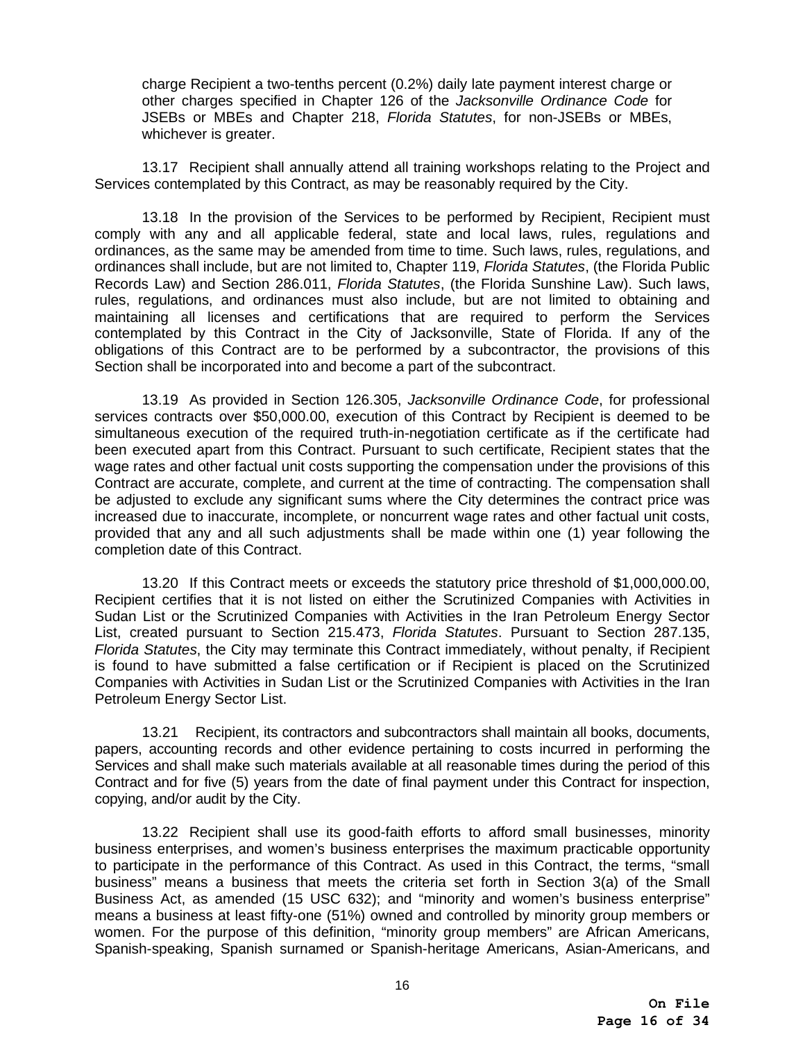charge Recipient a two-tenths percent (0.2%) daily late payment interest charge or other charges specified in Chapter 126 of the *Jacksonville Ordinance Code* for JSEBs or MBEs and Chapter 218, *Florida Statutes*, for non-JSEBs or MBEs, whichever is greater.

13.17 Recipient shall annually attend all training workshops relating to the Project and Services contemplated by this Contract, as may be reasonably required by the City.

13.18 In the provision of the Services to be performed by Recipient, Recipient must comply with any and all applicable federal, state and local laws, rules, regulations and ordinances, as the same may be amended from time to time. Such laws, rules, regulations, and ordinances shall include, but are not limited to, Chapter 119, *Florida Statutes*, (the Florida Public Records Law) and Section 286.011, *Florida Statutes*, (the Florida Sunshine Law). Such laws, rules, regulations, and ordinances must also include, but are not limited to obtaining and maintaining all licenses and certifications that are required to perform the Services contemplated by this Contract in the City of Jacksonville, State of Florida. If any of the obligations of this Contract are to be performed by a subcontractor, the provisions of this Section shall be incorporated into and become a part of the subcontract.

13.19 As provided in Section 126.305, *Jacksonville Ordinance Code*, for professional services contracts over $50,000.00, execution of this Contract by Recipient is deemed to be simultaneous execution of the required truth-in-negotiation certificate as if the certificate had been executed apart from this Contract. Pursuant to such certificate, Recipient states that the wage rates and other factual unit costs supporting the compensation under the provisions of this Contract are accurate, complete, and current at the time of contracting. The compensation shall be adjusted to exclude any significant sums where the City determines the contract price was increased due to inaccurate, incomplete, or noncurrent wage rates and other factual unit costs, provided that any and all such adjustments shall be made within one (1) year following the completion date of this Contract.

13.20 If this Contract meets or exceeds the statutory price threshold of $1,000,000.00, Recipient certifies that it is not listed on either the Scrutinized Companies with Activities in Sudan List or the Scrutinized Companies with Activities in the Iran Petroleum Energy Sector List, created pursuant to Section 215.473, *Florida Statutes*. Pursuant to Section 287.135, *Florida Statutes*, the City may terminate this Contract immediately, without penalty, if Recipient is found to have submitted a false certification or if Recipient is placed on the Scrutinized Companies with Activities in Sudan List or the Scrutinized Companies with Activities in the Iran Petroleum Energy Sector List.

13.21 Recipient, its contractors and subcontractors shall maintain all books, documents, papers, accounting records and other evidence pertaining to costs incurred in performing the Services and shall make such materials available at all reasonable times during the period of this Contract and for five (5) years from the date of final payment under this Contract for inspection, copying, and/or audit by the City.

13.22 Recipient shall use its good-faith efforts to afford small businesses, minority business enterprises, and women's business enterprises the maximum practicable opportunity to participate in the performance of this Contract. As used in this Contract, the terms, "small business" means a business that meets the criteria set forth in Section 3(a) of the Small Business Act, as amended (15 USC 632); and "minority and women's business enterprise" means a business at least fifty-one (51%) owned and controlled by minority group members or women. For the purpose of this definition, "minority group members" are African Americans, Spanish-speaking, Spanish surnamed or Spanish-heritage Americans, Asian-Americans, and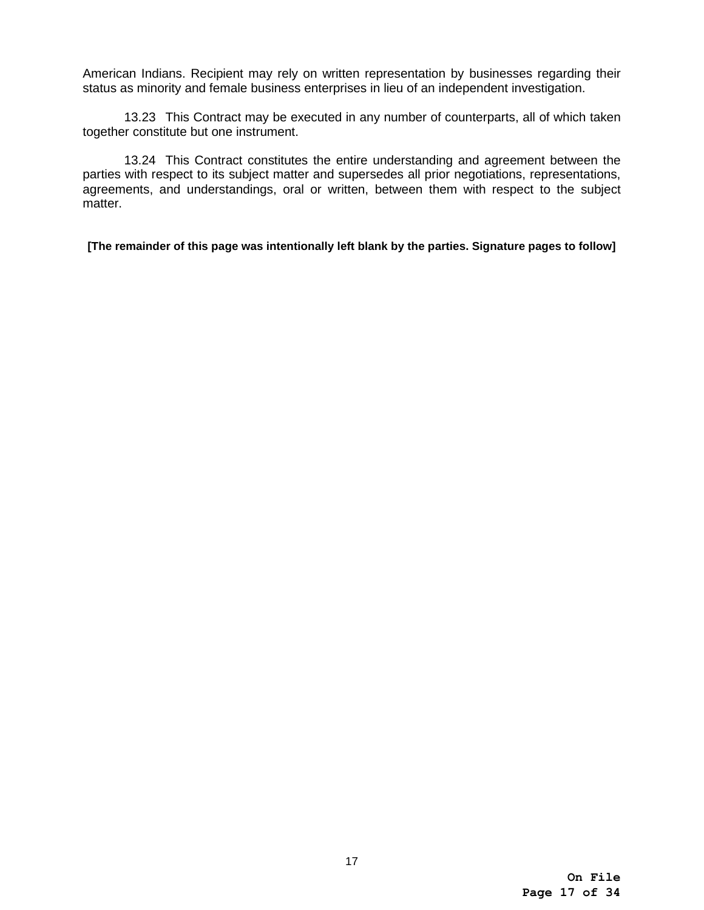American Indians. Recipient may rely on written representation by businesses regarding their status as minority and female business enterprises in lieu of an independent investigation.

13.23 This Contract may be executed in any number of counterparts, all of which taken together constitute but one instrument.

13.24 This Contract constitutes the entire understanding and agreement between the parties with respect to its subject matter and supersedes all prior negotiations, representations, agreements, and understandings, oral or written, between them with respect to the subject matter.

**[The remainder of this page was intentionally left blank by the parties. Signature pages to follow]**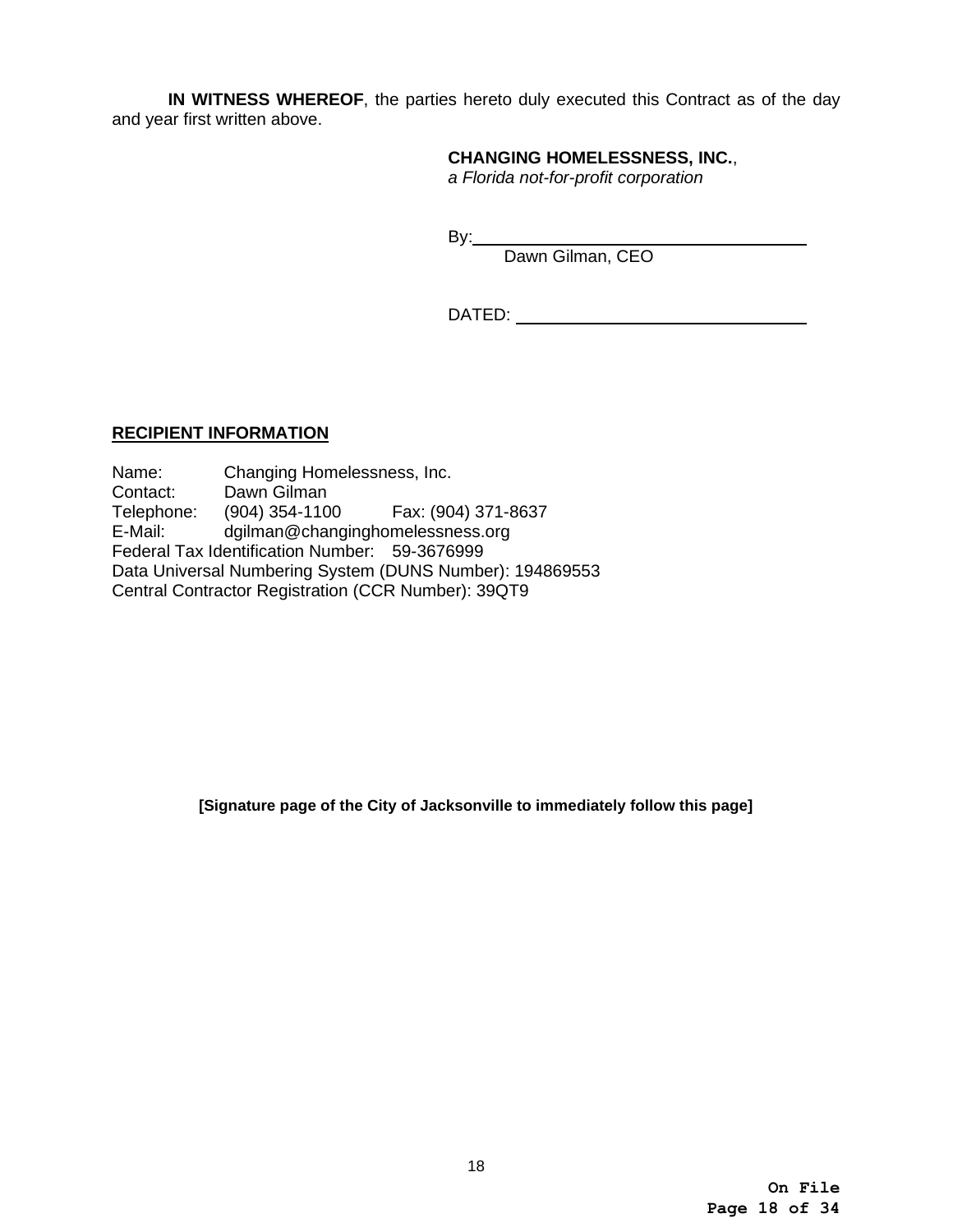**IN WITNESS WHEREOF**, the parties hereto duly executed this Contract as of the day and year first written above.

**CHANGING HOMELESSNESS, INC.**,
*a Florida not-for-profit corporation*

By:_______________________________________
Dawn Gilman, CEO

DATED: ___________________________________

**RECIPIENT INFORMATION**

Name: Changing Homelessness, Inc.
Contact: Dawn Gilman
Telephone: (904) 354-1100 Fax: (904) 371-8637
E-Mail: dgilman@changinghomelessness.org
Federal Tax Identification Number: 59-3676999
Data Universal Numbering System (DUNS Number): 194869553
Central Contractor Registration (CCR Number): 39QT9

**[Signature page of the City of Jacksonville to immediately follow this page]**

**On File**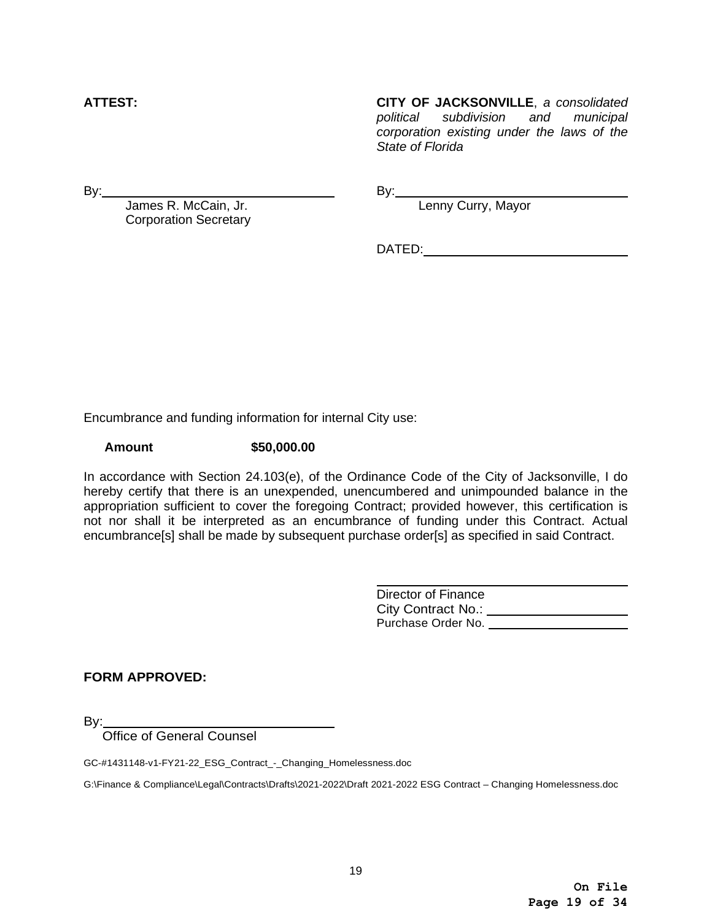**ATTEST:**

By: \_\_\_\_\_\_\_\_\_\_\_\_\_\_\_\_\_\_\_\_\_\_\_\_\_\_\_\_\_\_
James R. McCain, Jr.
Corporation Secretary

**CITY OF JACKSONVILLE**, *a consolidated political subdivision and municipal corporation existing under the laws of the State of Florida*

By: \_\_\_\_\_\_\_\_\_\_\_\_\_\_\_\_\_\_\_\_\_\_\_\_\_\_\_\_\_\_
Lenny Curry, Mayor

DATED: \_\_\_\_\_\_\_\_\_\_\_\_\_\_\_\_\_\_\_\_\_\_\_\_\_\_

Encumbrance and funding information for internal City use:

**Amount** **$50,000.00**

In accordance with Section 24.103(e), of the Ordinance Code of the City of Jacksonville, I do hereby certify that there is an unexpended, unencumbered and unimpounded balance in the appropriation sufficient to cover the foregoing Contract; provided however, this certification is not nor shall it be interpreted as an encumbrance of funding under this Contract. Actual encumbrance[s] shall be made by subsequent purchase order[s] as specified in said Contract.

\_\_\_\_\_\_\_\_\_\_\_\_\_\_\_\_\_\_\_\_\_\_\_\_\_\_\_\_\_\_
Director of Finance
City Contract No.: \_\_\_\_\_\_\_\_\_\_\_\_\_\_\_\_\_\_
Purchase Order No. \_\_\_\_\_\_\_\_\_\_\_\_\_\_\_\_\_\_

**FORM APPROVED:**

By: \_\_\_\_\_\_\_\_\_\_\_\_\_\_\_\_\_\_\_\_\_\_\_\_\_\_\_\_\_\_
Office of General Counsel

GC-#1431148-v1-FY21-22_ESG_Contract_-_Changing_Homelessness.doc

G:\Finance & Compliance\Legal\Contracts\Drafts\2021-2022\Draft 2021-2022 ESG Contract – Changing Homelessness.doc

**On File**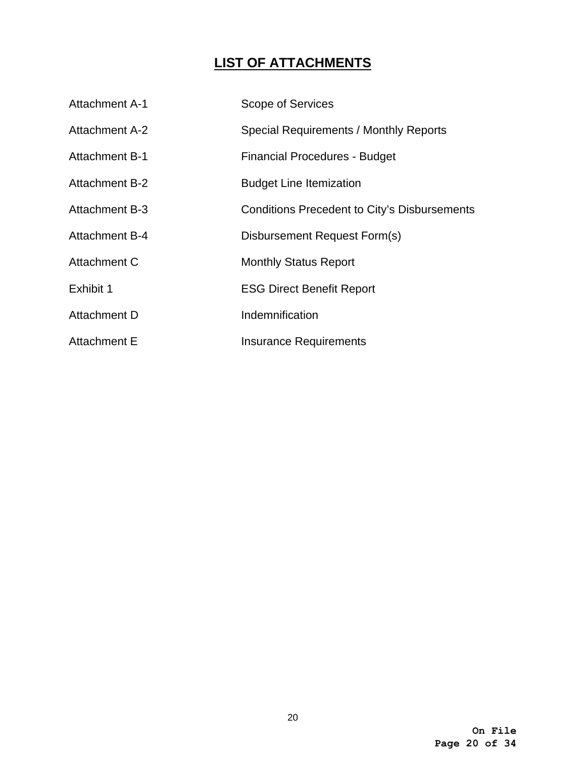# LIST OF ATTACHMENTS

| | |
|---|---|
| Attachment A-1 | Scope of Services |
| Attachment A-2 | Special Requirements / Monthly Reports |
| Attachment B-1 | Financial Procedures - Budget |
| Attachment B-2 | Budget Line Itemization |
| Attachment B-3 | Conditions Precedent to City's Disbursements |
| Attachment B-4 | Disbursement Request Form(s) |
| Attachment C | Monthly Status Report |
| Exhibit 1 | ESG Direct Benefit Report |
| Attachment D | Indemnification |
| Attachment E | Insurance Requirements |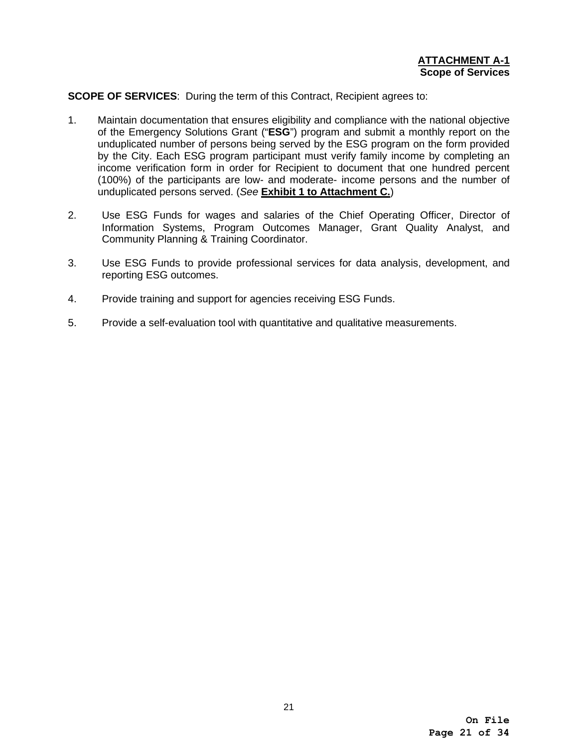**ATTACHMENT A-1**
**Scope of Services**

**SCOPE OF SERVICES**: During the term of this Contract, Recipient agrees to:

1. Maintain documentation that ensures eligibility and compliance with the national objective of the Emergency Solutions Grant ("**ESG**") program and submit a monthly report on the unduplicated number of persons being served by the ESG program on the form provided by the City. Each ESG program participant must verify family income by completing an income verification form in order for Recipient to document that one hundred percent (100%) of the participants are low- and moderate- income persons and the number of unduplicated persons served. (*See* **Exhibit 1 to Attachment C.**)

2. Use ESG Funds for wages and salaries of the Chief Operating Officer, Director of Information Systems, Program Outcomes Manager, Grant Quality Analyst, and Community Planning & Training Coordinator.

3. Use ESG Funds to provide professional services for data analysis, development, and reporting ESG outcomes.

4. Provide training and support for agencies receiving ESG Funds.

5. Provide a self-evaluation tool with quantitative and qualitative measurements.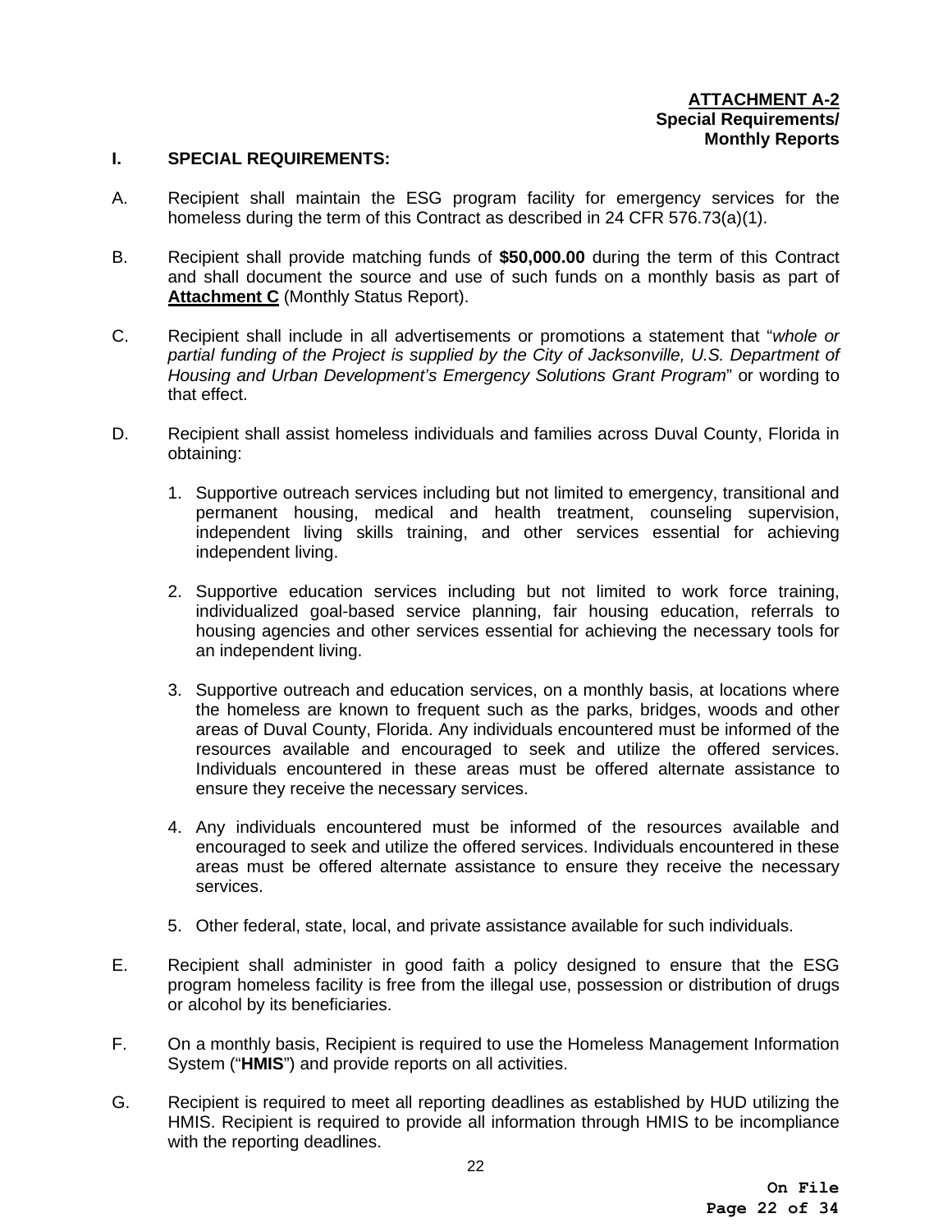**ATTACHMENT A-2**
**Special Requirements/**
**Monthly Reports**

## I. SPECIAL REQUIREMENTS:

A. Recipient shall maintain the ESG program facility for emergency services for the homeless during the term of this Contract as described in 24 CFR 576.73(a)(1).

B. Recipient shall provide matching funds of **$50,000.00** during the term of this Contract and shall document the source and use of such funds on a monthly basis as part of **Attachment C** (Monthly Status Report).

C. Recipient shall include in all advertisements or promotions a statement that "*whole or partial funding of the Project is supplied by the City of Jacksonville, U.S. Department of Housing and Urban Development's Emergency Solutions Grant Program*" or wording to that effect.

D. Recipient shall assist homeless individuals and families across Duval County, Florida in obtaining:

1. Supportive outreach services including but not limited to emergency, transitional and permanent housing, medical and health treatment, counseling supervision, independent living skills training, and other services essential for achieving independent living.

2. Supportive education services including but not limited to work force training, individualized goal-based service planning, fair housing education, referrals to housing agencies and other services essential for achieving the necessary tools for an independent living.

3. Supportive outreach and education services, on a monthly basis, at locations where the homeless are known to frequent such as the parks, bridges, woods and other areas of Duval County, Florida. Any individuals encountered must be informed of the resources available and encouraged to seek and utilize the offered services. Individuals encountered in these areas must be offered alternate assistance to ensure they receive the necessary services.

4. Any individuals encountered must be informed of the resources available and encouraged to seek and utilize the offered services. Individuals encountered in these areas must be offered alternate assistance to ensure they receive the necessary services.

5. Other federal, state, local, and private assistance available for such individuals.

E. Recipient shall administer in good faith a policy designed to ensure that the ESG program homeless facility is free from the illegal use, possession or distribution of drugs or alcohol by its beneficiaries.

F. On a monthly basis, Recipient is required to use the Homeless Management Information System ("**HMIS**") and provide reports on all activities.

G. Recipient is required to meet all reporting deadlines as established by HUD utilizing the HMIS. Recipient is required to provide all information through HMIS to be incompliance with the reporting deadlines.

**On File**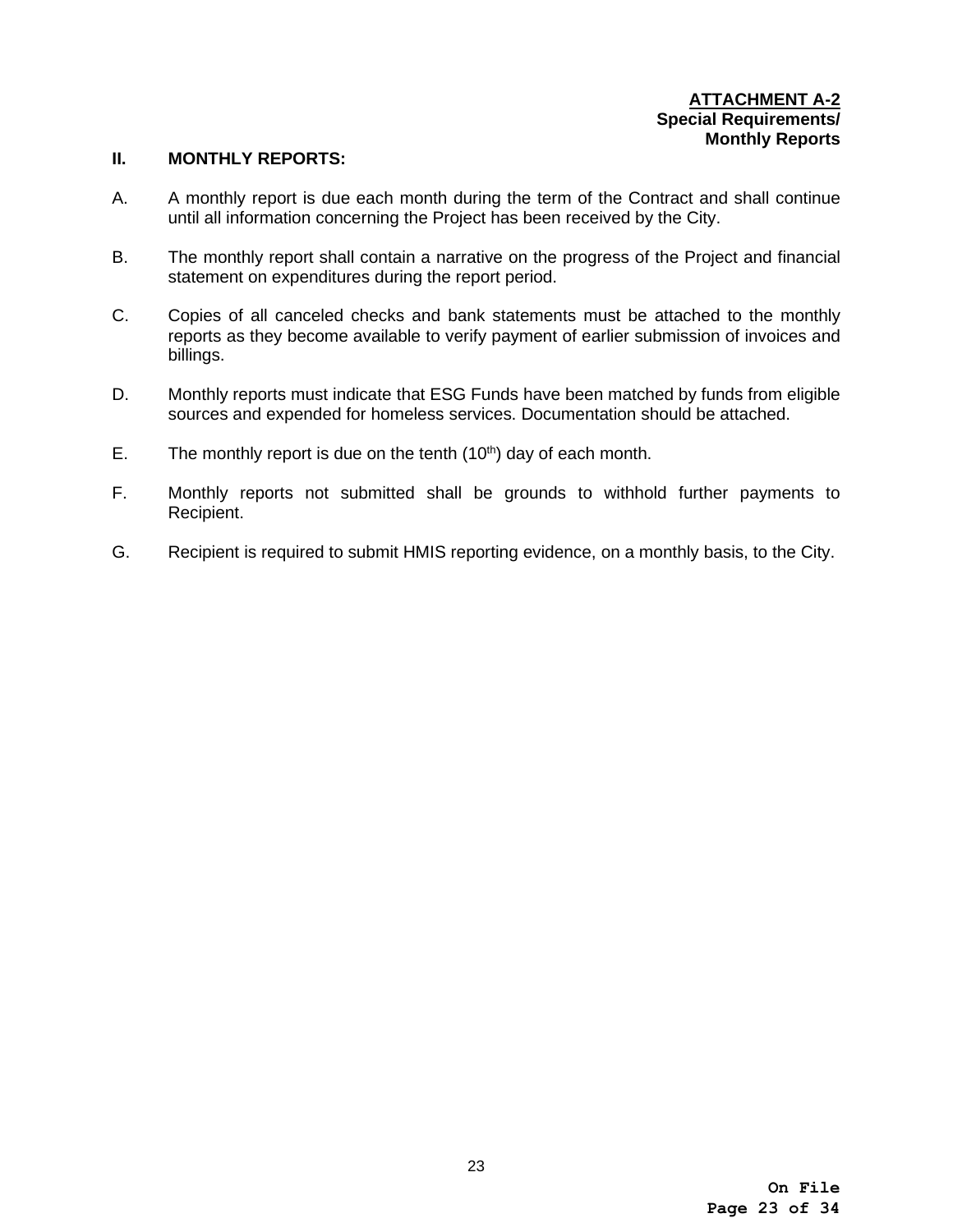**ATTACHMENT A-2**
**Special Requirements/**
**Monthly Reports**

## II. MONTHLY REPORTS:

A. A monthly report is due each month during the term of the Contract and shall continue until all information concerning the Project has been received by the City.

B. The monthly report shall contain a narrative on the progress of the Project and financial statement on expenditures during the report period.

C. Copies of all canceled checks and bank statements must be attached to the monthly reports as they become available to verify payment of earlier submission of invoices and billings.

D. Monthly reports must indicate that ESG Funds have been matched by funds from eligible sources and expended for homeless services. Documentation should be attached.

E. The monthly report is due on the tenth (10th) day of each month.

F. Monthly reports not submitted shall be grounds to withhold further payments to Recipient.

G. Recipient is required to submit HMIS reporting evidence, on a monthly basis, to the City.

On File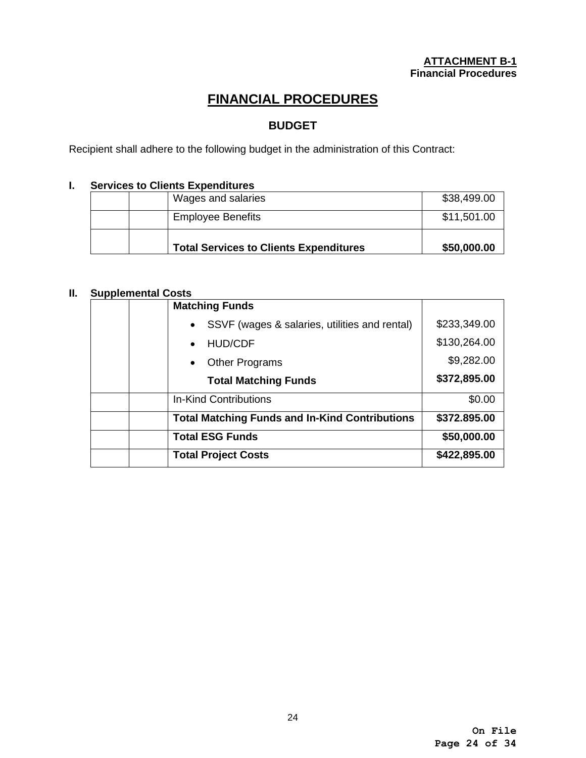**ATTACHMENT B-1**
**Financial Procedures**

# FINANCIAL PROCEDURES

## BUDGET

Recipient shall adhere to the following budget in the administration of this Contract:

**I. Services to Clients Expenditures**

| | | | |
|---|---|---|---|
| | | Wages and salaries | $38,499.00 |
| | | Employee Benefits | $11,501.00 |
| | | **Total Services to Clients Expenditures** | **$50,000.00** |

**II. Supplemental Costs**

| | | | |
|---|---|---|---|
| | | **Matching Funds** | |
| | | • SSVF (wages & salaries, utilities and rental) | $233,349.00 |
| | | • HUD/CDF | $130,264.00 |
| | | • Other Programs | $9,282.00 |
| | | **Total Matching Funds** | **$372,895.00** |
| | | In-Kind Contributions | $0.00 |
| | | **Total Matching Funds and In-Kind Contributions** | **$372.895.00** |
| | | **Total ESG Funds** | **$50,000.00** |
| | | **Total Project Costs** | **$422,895.00** |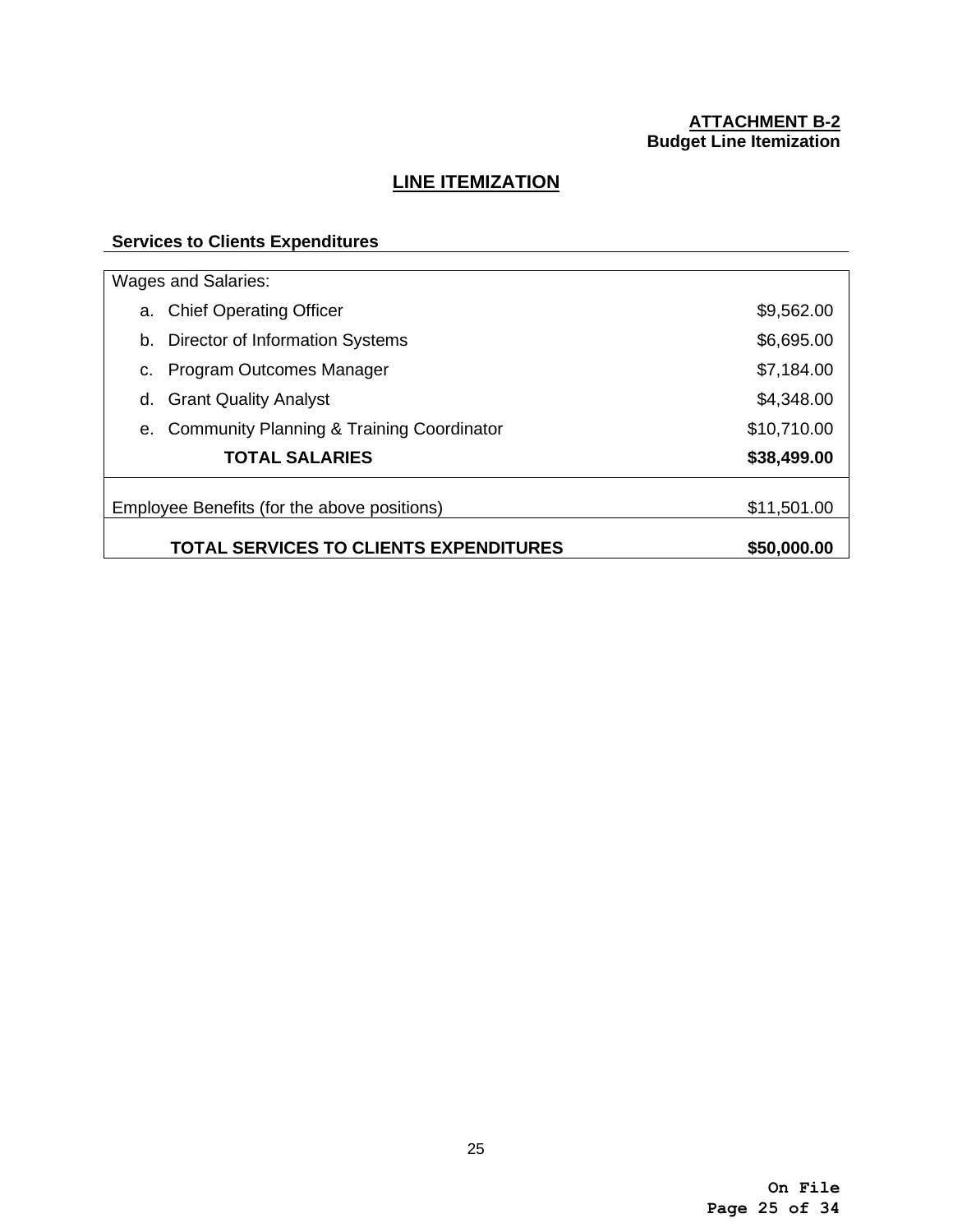**ATTACHMENT B-2**
**Budget Line Itemization**

## LINE ITEMIZATION

### Services to Clients Expenditures

| Wages and Salaries: | |
|---|---|
| a. Chief Operating Officer | $9,562.00 |
| b. Director of Information Systems | $6,695.00 |
| c. Program Outcomes Manager | $7,184.00 |
| d. Grant Quality Analyst | $4,348.00 |
| e. Community Planning & Training Coordinator | $10,710.00 |
| **TOTAL SALARIES** | **$38,499.00** |
| Employee Benefits (for the above positions) | $11,501.00 |
| **TOTAL SERVICES TO CLIENTS EXPENDITURES** | **$50,000.00** |

**On File**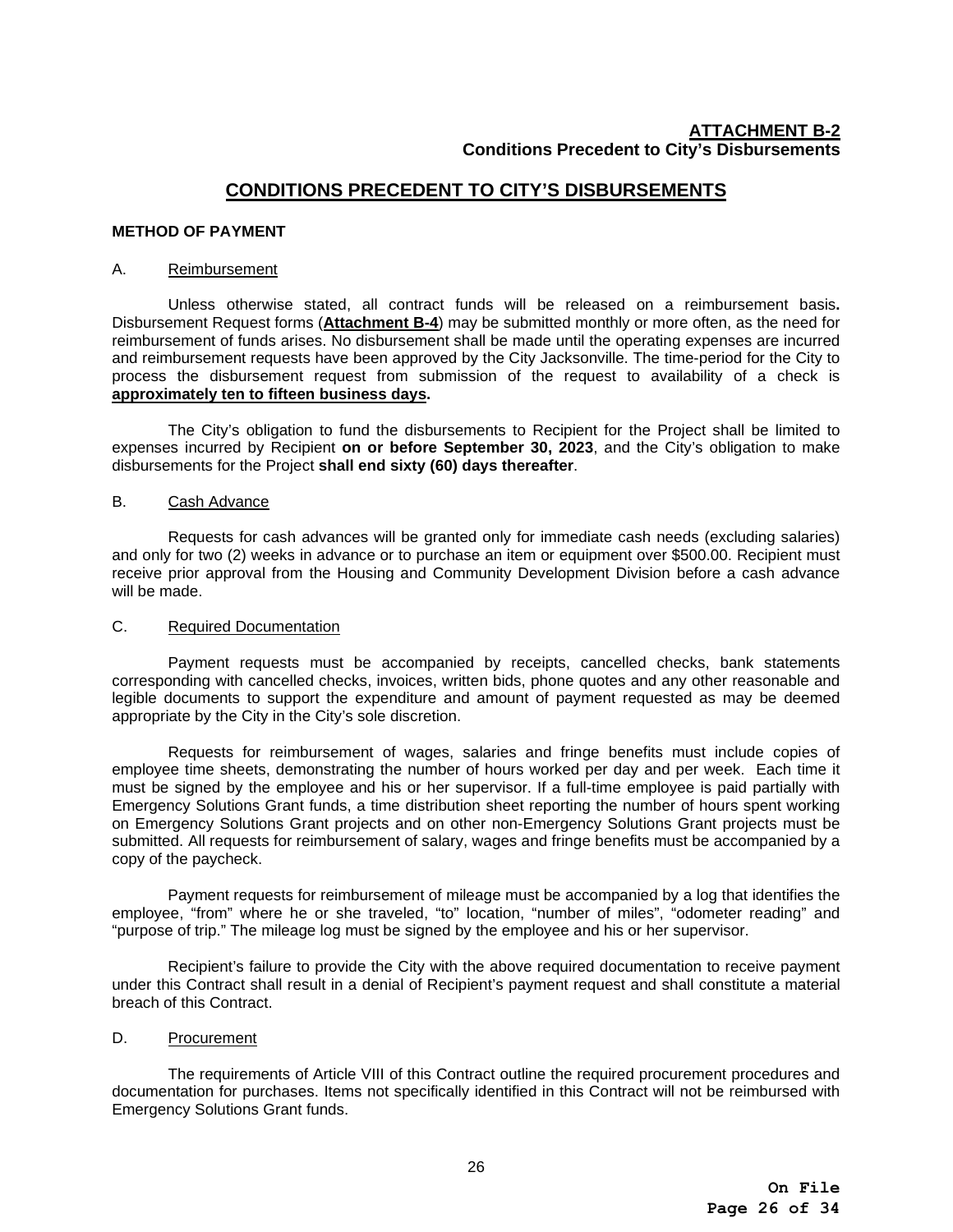**ATTACHMENT B-2**
**Conditions Precedent to City's Disbursements**

# CONDITIONS PRECEDENT TO CITY'S DISBURSEMENTS

**METHOD OF PAYMENT**

A. Reimbursement

Unless otherwise stated, all contract funds will be released on a reimbursement basis**.** Disbursement Request forms (**Attachment B-4**) may be submitted monthly or more often, as the need for reimbursement of funds arises. No disbursement shall be made until the operating expenses are incurred and reimbursement requests have been approved by the City Jacksonville. The time-period for the City to process the disbursement request from submission of the request to availability of a check is **approximately ten to fifteen business days.**

The City's obligation to fund the disbursements to Recipient for the Project shall be limited to expenses incurred by Recipient **on or before September 30, 2023**, and the City's obligation to make disbursements for the Project **shall end sixty (60) days thereafter**.

B. Cash Advance

Requests for cash advances will be granted only for immediate cash needs (excluding salaries) and only for two (2) weeks in advance or to purchase an item or equipment over $500.00. Recipient must receive prior approval from the Housing and Community Development Division before a cash advance will be made.

C. Required Documentation

Payment requests must be accompanied by receipts, cancelled checks, bank statements corresponding with cancelled checks, invoices, written bids, phone quotes and any other reasonable and legible documents to support the expenditure and amount of payment requested as may be deemed appropriate by the City in the City's sole discretion.

Requests for reimbursement of wages, salaries and fringe benefits must include copies of employee time sheets, demonstrating the number of hours worked per day and per week. Each time it must be signed by the employee and his or her supervisor. If a full-time employee is paid partially with Emergency Solutions Grant funds, a time distribution sheet reporting the number of hours spent working on Emergency Solutions Grant projects and on other non-Emergency Solutions Grant projects must be submitted. All requests for reimbursement of salary, wages and fringe benefits must be accompanied by a copy of the paycheck.

Payment requests for reimbursement of mileage must be accompanied by a log that identifies the employee, "from" where he or she traveled, "to" location, "number of miles", "odometer reading" and "purpose of trip." The mileage log must be signed by the employee and his or her supervisor.

Recipient's failure to provide the City with the above required documentation to receive payment under this Contract shall result in a denial of Recipient's payment request and shall constitute a material breach of this Contract.

D. Procurement

The requirements of Article VIII of this Contract outline the required procurement procedures and documentation for purchases. Items not specifically identified in this Contract will not be reimbursed with Emergency Solutions Grant funds.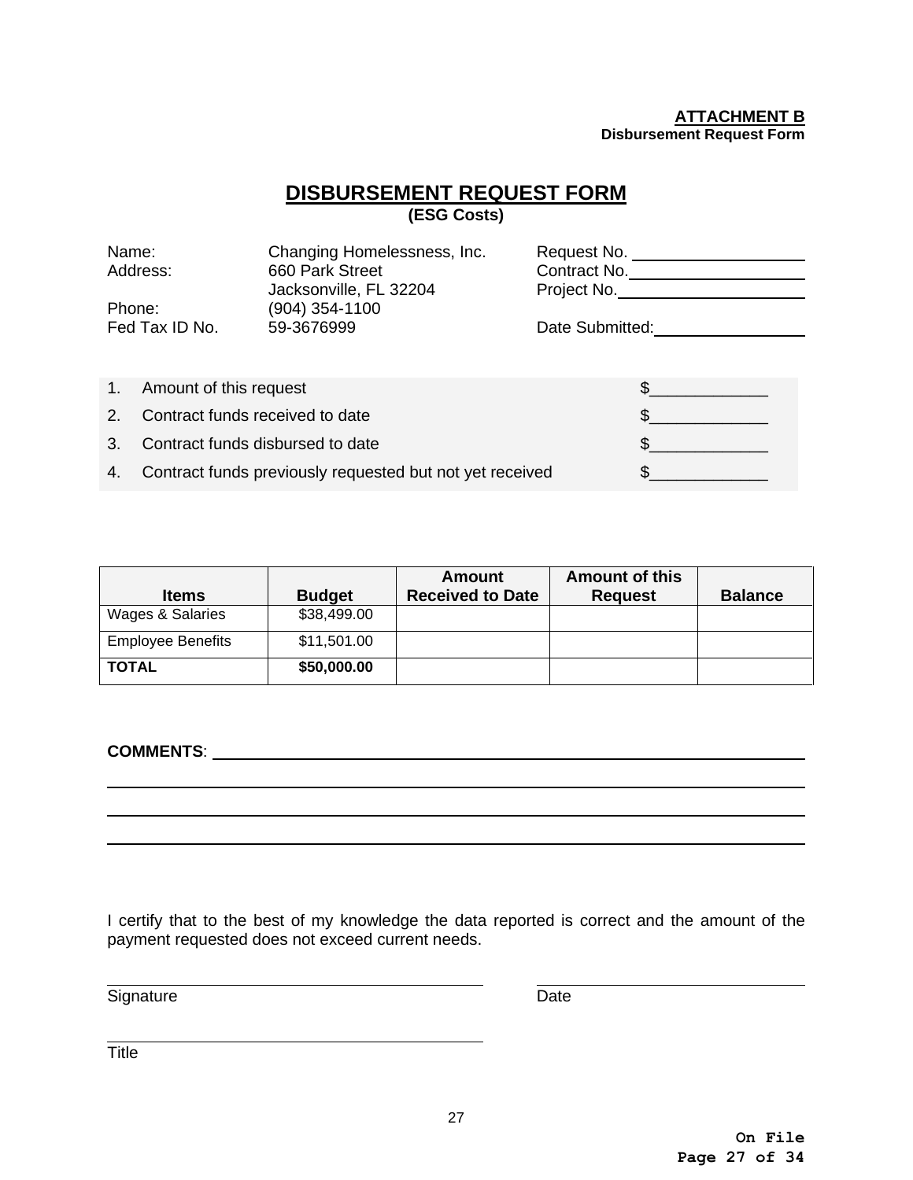**ATTACHMENT B**
**Disbursement Request Form**

# DISBURSEMENT REQUEST FORM

**(ESG Costs)**

Name: Changing Homelessness, Inc.
Address: 660 Park Street
Jacksonville, FL 32204
Phone: (904) 354-1100
Fed Tax ID No. 59-3676999

Request No. ____________________
Contract No. ____________________
Project No. ____________________

Date Submitted: ____________________

1. Amount of this request $_____________
2. Contract funds received to date $_____________
3. Contract funds disbursed to date $_____________
4. Contract funds previously requested but not yet received $_____________

| Items | Budget | Amount Received to Date | Amount of this Request | Balance |
|---|---|---|---|---|
| Wages & Salaries | $38,499.00 | | | |
| Employee Benefits | $11,501.00 | | | |
| **TOTAL** | **$50,000.00** | | | |

**COMMENTS**: ______________________________________________________________

______________________________________________________________

______________________________________________________________

______________________________________________________________

I certify that to the best of my knowledge the data reported is correct and the amount of the payment requested does not exceed current needs.

______________________________ ______________________________
Signature Date

______________________________
Title

On File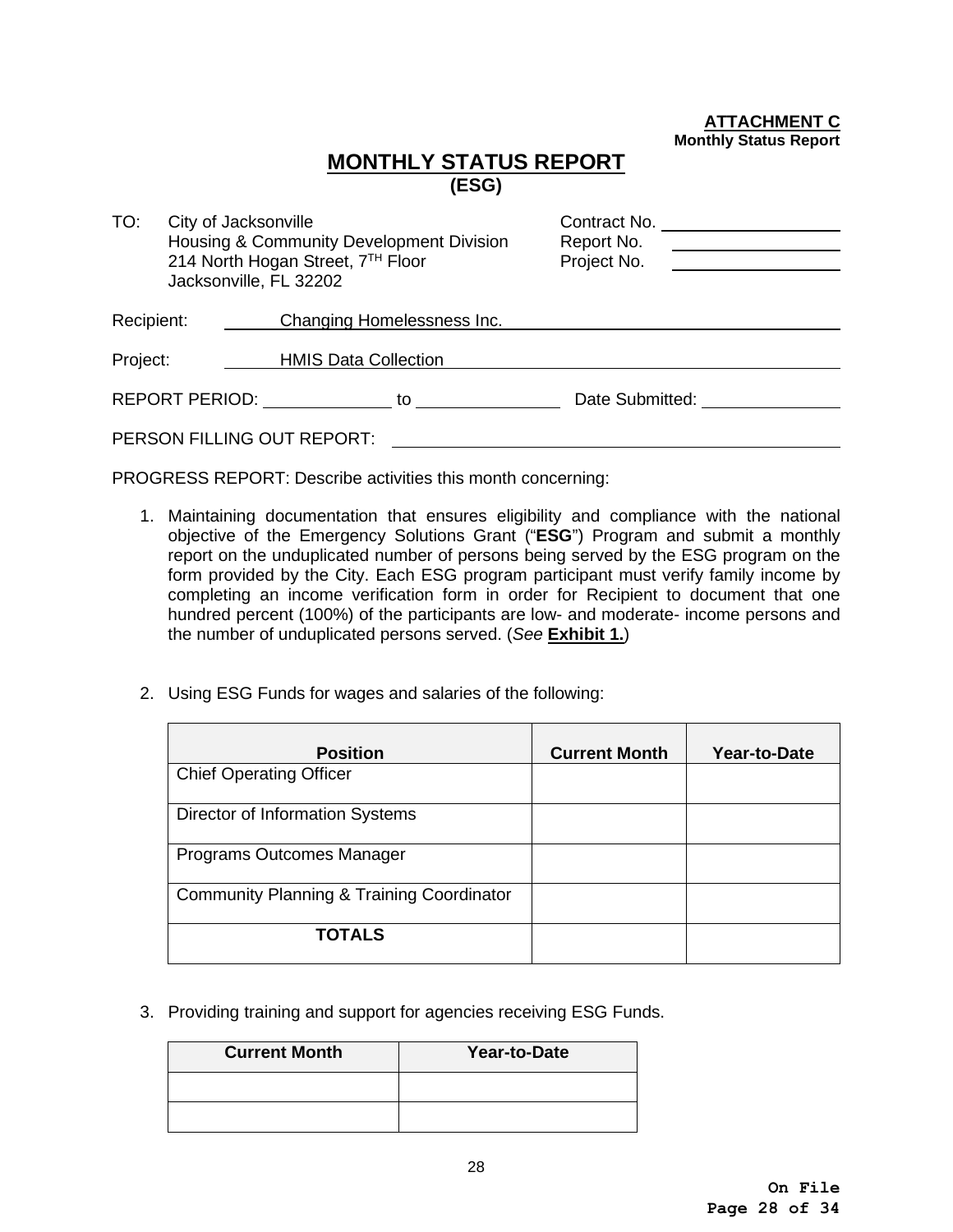**ATTACHMENT C**
**Monthly Status Report**

# MONTHLY STATUS REPORT
**(ESG)**

TO: City of Jacksonville
Housing & Community Development Division
214 North Hogan Street, 7TH Floor
Jacksonville, FL 32202

Contract No. ____________
Report No. ____________
Project No. ____________

Recipient: Changing Homelessness Inc.

Project: HMIS Data Collection

REPORT PERIOD: __________ to __________ Date Submitted: __________

PERSON FILLING OUT REPORT: ______________________________

PROGRESS REPORT: Describe activities this month concerning:

1. Maintaining documentation that ensures eligibility and compliance with the national objective of the Emergency Solutions Grant ("**ESG**") Program and submit a monthly report on the unduplicated number of persons being served by the ESG program on the form provided by the City. Each ESG program participant must verify family income by completing an income verification form in order for Recipient to document that one hundred percent (100%) of the participants are low- and moderate- income persons and the number of unduplicated persons served. (*See* **Exhibit 1.**)

2. Using ESG Funds for wages and salaries of the following:

| Position | Current Month | Year-to-Date |
|---|---|---|
| Chief Operating Officer | | |
| Director of Information Systems | | |
| Programs Outcomes Manager | | |
| Community Planning & Training Coordinator | | |
| **TOTALS** | | |

3. Providing training and support for agencies receiving ESG Funds.

| Current Month | Year-to-Date |
|---|---|
| | |
| | |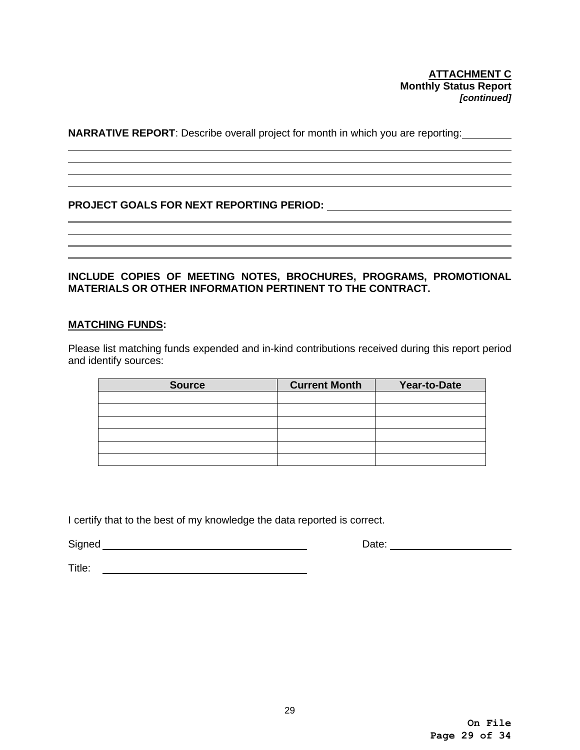**ATTACHMENT C**
**Monthly Status Report**
***[continued]***

**NARRATIVE REPORT**: Describe overall project for month in which you are reporting: \_\_\_\_\_\_\_\_\_\_

\_\_\_\_\_\_\_\_\_\_\_\_\_\_\_\_\_\_\_\_\_\_\_\_\_\_\_\_\_\_\_\_\_\_\_\_\_\_\_\_\_\_\_\_\_\_\_\_\_\_\_\_\_\_\_\_\_\_\_\_\_\_\_\_\_\_\_\_\_\_\_\_\_\_\_\_\_\_

\_\_\_\_\_\_\_\_\_\_\_\_\_\_\_\_\_\_\_\_\_\_\_\_\_\_\_\_\_\_\_\_\_\_\_\_\_\_\_\_\_\_\_\_\_\_\_\_\_\_\_\_\_\_\_\_\_\_\_\_\_\_\_\_\_\_\_\_\_\_\_\_\_\_\_\_\_\_

\_\_\_\_\_\_\_\_\_\_\_\_\_\_\_\_\_\_\_\_\_\_\_\_\_\_\_\_\_\_\_\_\_\_\_\_\_\_\_\_\_\_\_\_\_\_\_\_\_\_\_\_\_\_\_\_\_\_\_\_\_\_\_\_\_\_\_\_\_\_\_\_\_\_\_\_\_\_

\_\_\_\_\_\_\_\_\_\_\_\_\_\_\_\_\_\_\_\_\_\_\_\_\_\_\_\_\_\_\_\_\_\_\_\_\_\_\_\_\_\_\_\_\_\_\_\_\_\_\_\_\_\_\_\_\_\_\_\_\_\_\_\_\_\_\_\_\_\_\_\_\_\_\_\_\_\_

**PROJECT GOALS FOR NEXT REPORTING PERIOD:** \_\_\_\_\_\_\_\_\_\_\_\_\_\_\_\_\_\_\_\_\_\_\_\_\_\_\_\_\_\_\_\_

\_\_\_\_\_\_\_\_\_\_\_\_\_\_\_\_\_\_\_\_\_\_\_\_\_\_\_\_\_\_\_\_\_\_\_\_\_\_\_\_\_\_\_\_\_\_\_\_\_\_\_\_\_\_\_\_\_\_\_\_\_\_\_\_\_\_\_\_\_\_\_\_\_\_\_\_\_\_

\_\_\_\_\_\_\_\_\_\_\_\_\_\_\_\_\_\_\_\_\_\_\_\_\_\_\_\_\_\_\_\_\_\_\_\_\_\_\_\_\_\_\_\_\_\_\_\_\_\_\_\_\_\_\_\_\_\_\_\_\_\_\_\_\_\_\_\_\_\_\_\_\_\_\_\_\_\_

\_\_\_\_\_\_\_\_\_\_\_\_\_\_\_\_\_\_\_\_\_\_\_\_\_\_\_\_\_\_\_\_\_\_\_\_\_\_\_\_\_\_\_\_\_\_\_\_\_\_\_\_\_\_\_\_\_\_\_\_\_\_\_\_\_\_\_\_\_\_\_\_\_\_\_\_\_\_

\_\_\_\_\_\_\_\_\_\_\_\_\_\_\_\_\_\_\_\_\_\_\_\_\_\_\_\_\_\_\_\_\_\_\_\_\_\_\_\_\_\_\_\_\_\_\_\_\_\_\_\_\_\_\_\_\_\_\_\_\_\_\_\_\_\_\_\_\_\_\_\_\_\_\_\_\_\_

**INCLUDE COPIES OF MEETING NOTES, BROCHURES, PROGRAMS, PROMOTIONAL MATERIALS OR OTHER INFORMATION PERTINENT TO THE CONTRACT.**

**MATCHING FUNDS:**

Please list matching funds expended and in-kind contributions received during this report period and identify sources:

| Source | Current Month | Year-to-Date |
|---|---|---|
| | | |
| | | |
| | | |
| | | |
| | | |
| | | |

I certify that to the best of my knowledge the data reported is correct.

Signed \_\_\_\_\_\_\_\_\_\_\_\_\_\_\_\_\_\_\_\_\_\_\_\_\_\_\_\_\_\_\_\_\_\_\_\_ Date: \_\_\_\_\_\_\_\_\_\_\_\_\_\_\_\_\_\_\_\_

Title: \_\_\_\_\_\_\_\_\_\_\_\_\_\_\_\_\_\_\_\_\_\_\_\_\_\_\_\_\_\_\_\_\_\_\_\_

**On File**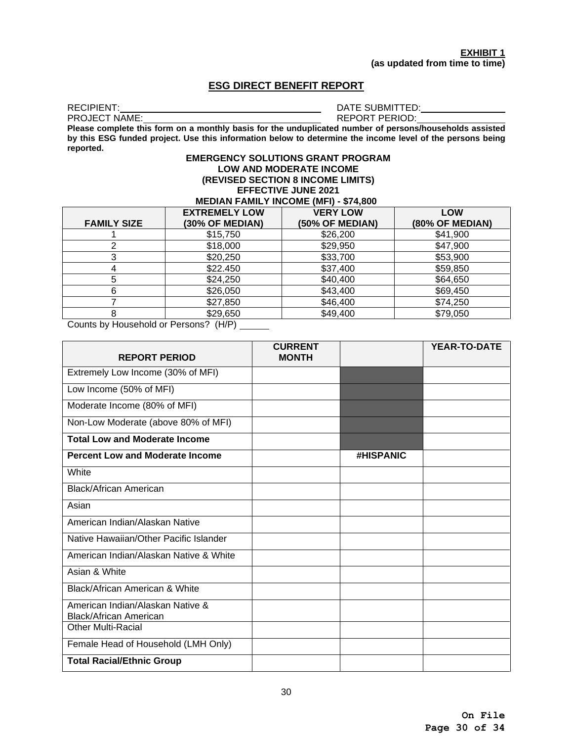**EXHIBIT 1**
**(as updated from time to time)**

## ESG DIRECT BENEFIT REPORT

RECIPIENT:______________________________ DATE SUBMITTED:______________

PROJECT NAME:___________________________ REPORT PERIOD:_______________

**Please complete this form on a monthly basis for the unduplicated number of persons/households assisted by this ESG funded project. Use this information below to determine the income level of the persons being reported.**

**EMERGENCY SOLUTIONS GRANT PROGRAM**
**LOW AND MODERATE INCOME**
**(REVISED SECTION 8 INCOME LIMITS)**
**EFFECTIVE JUNE 2021**
**MEDIAN FAMILY INCOME (MFI) - $74,800**

| FAMILY SIZE | EXTREMELY LOW (30% OF MEDIAN) | VERY LOW (50% OF MEDIAN) | LOW (80% OF MEDIAN) |
|---|---|---|---|
| 1 | $15,750 | $26,200 | $41,900 |
| 2 | $18,000 | $29,950 | $47,900 |
| 3 | $20,250 | $33,700 | $53,900 |
| 4 | $22.450 | $37,400 | $59,850 |
| 5 | $24,250 | $40,400 | $64,650 |
| 6 | $26,050 | $43,400 | $69,450 |
| 7 | $27,850 | $46,400 | $74,250 |
| 8 | $29,650 | $49,400 | $79,050 |

Counts by Household or Persons? (H/P) ______

| REPORT PERIOD | CURRENT MONTH | | YEAR-TO-DATE |
|---|---|---|---|
| Extremely Low Income (30% of MFI) | | | |
| Low Income (50% of MFI) | | | |
| Moderate Income (80% of MFI) | | | |
| Non-Low Moderate (above 80% of MFI) | | | |
| **Total Low and Moderate Income** | | | |
| **Percent Low and Moderate Income** | | **#HISPANIC** | |
| White | | | |
| Black/African American | | | |
| Asian | | | |
| American Indian/Alaskan Native | | | |
| Native Hawaiian/Other Pacific Islander | | | |
| American Indian/Alaskan Native & White | | | |
| Asian & White | | | |
| Black/African American & White | | | |
| American Indian/Alaskan Native & Black/African American | | | |
| Other Multi-Racial | | | |
| Female Head of Household (LMH Only) | | | |
| **Total Racial/Ethnic Group** | | | |

**On File**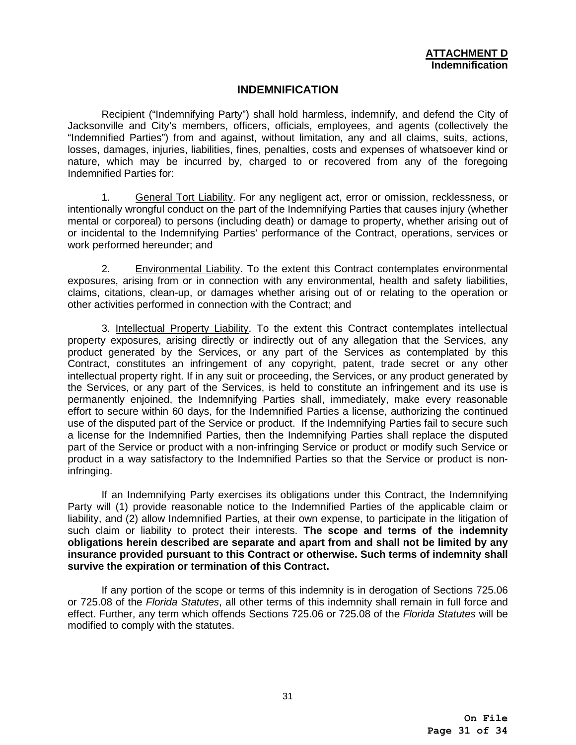**ATTACHMENT D**
**Indemnification**

## INDEMNIFICATION

Recipient ("Indemnifying Party") shall hold harmless, indemnify, and defend the City of Jacksonville and City's members, officers, officials, employees, and agents (collectively the "Indemnified Parties") from and against, without limitation, any and all claims, suits, actions, losses, damages, injuries, liabilities, fines, penalties, costs and expenses of whatsoever kind or nature, which may be incurred by, charged to or recovered from any of the foregoing Indemnified Parties for:

1. General Tort Liability. For any negligent act, error or omission, recklessness, or intentionally wrongful conduct on the part of the Indemnifying Parties that causes injury (whether mental or corporeal) to persons (including death) or damage to property, whether arising out of or incidental to the Indemnifying Parties' performance of the Contract, operations, services or work performed hereunder; and

2. Environmental Liability. To the extent this Contract contemplates environmental exposures, arising from or in connection with any environmental, health and safety liabilities, claims, citations, clean-up, or damages whether arising out of or relating to the operation or other activities performed in connection with the Contract; and

3. Intellectual Property Liability. To the extent this Contract contemplates intellectual property exposures, arising directly or indirectly out of any allegation that the Services, any product generated by the Services, or any part of the Services as contemplated by this Contract, constitutes an infringement of any copyright, patent, trade secret or any other intellectual property right. If in any suit or proceeding, the Services, or any product generated by the Services, or any part of the Services, is held to constitute an infringement and its use is permanently enjoined, the Indemnifying Parties shall, immediately, make every reasonable effort to secure within 60 days, for the Indemnified Parties a license, authorizing the continued use of the disputed part of the Service or product. If the Indemnifying Parties fail to secure such a license for the Indemnified Parties, then the Indemnifying Parties shall replace the disputed part of the Service or product with a non-infringing Service or product or modify such Service or product in a way satisfactory to the Indemnified Parties so that the Service or product is non-infringing.

If an Indemnifying Party exercises its obligations under this Contract, the Indemnifying Party will (1) provide reasonable notice to the Indemnified Parties of the applicable claim or liability, and (2) allow Indemnified Parties, at their own expense, to participate in the litigation of such claim or liability to protect their interests. **The scope and terms of the indemnity obligations herein described are separate and apart from and shall not be limited by any insurance provided pursuant to this Contract or otherwise. Such terms of indemnity shall survive the expiration or termination of this Contract.**

If any portion of the scope or terms of this indemnity is in derogation of Sections 725.06 or 725.08 of the *Florida Statutes*, all other terms of this indemnity shall remain in full force and effect. Further, any term which offends Sections 725.06 or 725.08 of the *Florida Statutes* will be modified to comply with the statutes.

**On File**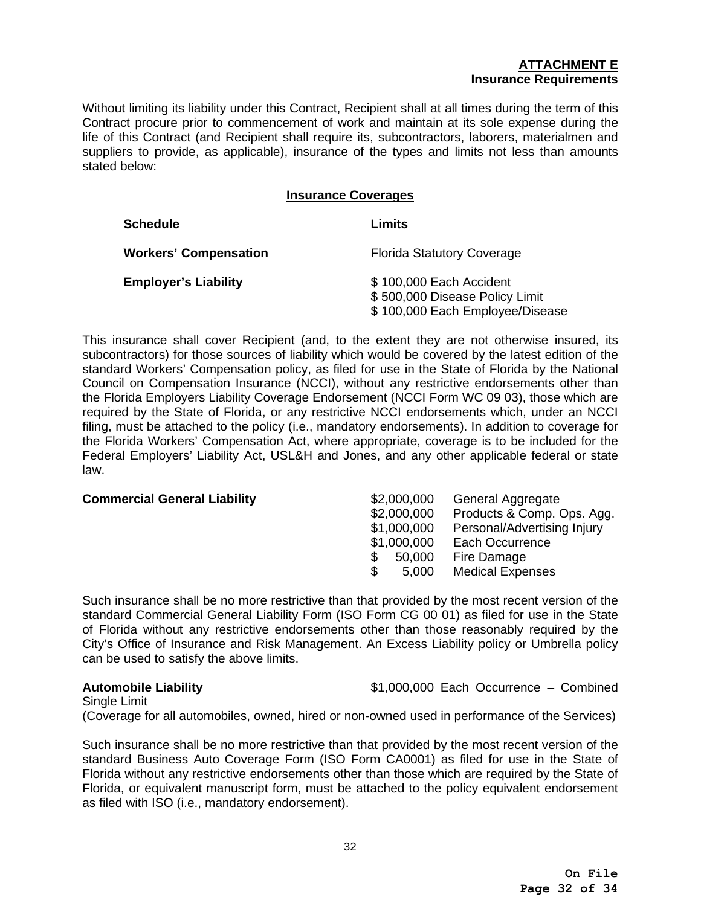**ATTACHMENT E**
**Insurance Requirements**

Without limiting its liability under this Contract, Recipient shall at all times during the term of this Contract procure prior to commencement of work and maintain at its sole expense during the life of this Contract (and Recipient shall require its, subcontractors, laborers, materialmen and suppliers to provide, as applicable), insurance of the types and limits not less than amounts stated below:

**Insurance Coverages**

| Schedule | Limits |
|---|---|
| **Workers' Compensation** | Florida Statutory Coverage |
| **Employer's Liability** | $ 100,000 Each Accident<br>$ 500,000 Disease Policy Limit<br>$ 100,000 Each Employee/Disease |

This insurance shall cover Recipient (and, to the extent they are not otherwise insured, its subcontractors) for those sources of liability which would be covered by the latest edition of the standard Workers' Compensation policy, as filed for use in the State of Florida by the National Council on Compensation Insurance (NCCI), without any restrictive endorsements other than the Florida Employers Liability Coverage Endorsement (NCCI Form WC 09 03), those which are required by the State of Florida, or any restrictive NCCI endorsements which, under an NCCI filing, must be attached to the policy (i.e., mandatory endorsements). In addition to coverage for the Florida Workers' Compensation Act, where appropriate, coverage is to be included for the Federal Employers' Liability Act, USL&H and Jones, and any other applicable federal or state law.

**Commercial General Liability**

| | |
|---|---|
| $2,000,000 | General Aggregate |
| $2,000,000 | Products & Comp. Ops. Agg. |
| $1,000,000 | Personal/Advertising Injury |
| $1,000,000 | Each Occurrence |
| $ 50,000 | Fire Damage |
| $ 5,000 | Medical Expenses |

Such insurance shall be no more restrictive than that provided by the most recent version of the standard Commercial General Liability Form (ISO Form CG 00 01) as filed for use in the State of Florida without any restrictive endorsements other than those reasonably required by the City's Office of Insurance and Risk Management. An Excess Liability policy or Umbrella policy can be used to satisfy the above limits.

**Automobile Liability** $1,000,000 Each Occurrence – Combined Single Limit
(Coverage for all automobiles, owned, hired or non-owned used in performance of the Services)

Such insurance shall be no more restrictive than that provided by the most recent version of the standard Business Auto Coverage Form (ISO Form CA0001) as filed for use in the State of Florida without any restrictive endorsements other than those which are required by the State of Florida, or equivalent manuscript form, must be attached to the policy equivalent endorsement as filed with ISO (i.e., mandatory endorsement).

On File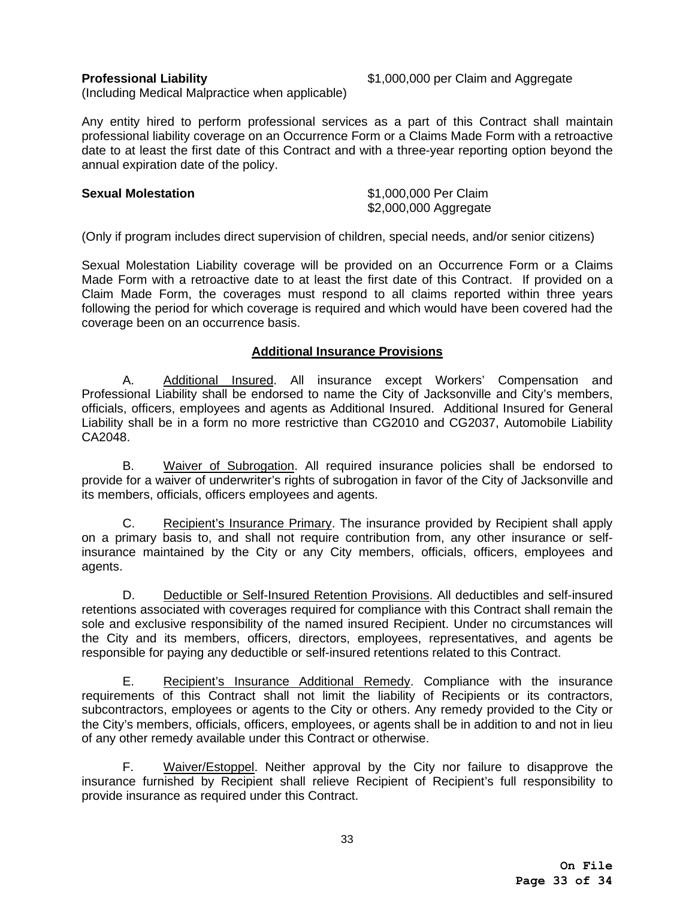**Professional Liability** $1,000,000 per Claim and Aggregate
(Including Medical Malpractice when applicable)

Any entity hired to perform professional services as a part of this Contract shall maintain professional liability coverage on an Occurrence Form or a Claims Made Form with a retroactive date to at least the first date of this Contract and with a three-year reporting option beyond the annual expiration date of the policy.

**Sexual Molestation** $1,000,000 Per Claim
$2,000,000 Aggregate

(Only if program includes direct supervision of children, special needs, and/or senior citizens)

Sexual Molestation Liability coverage will be provided on an Occurrence Form or a Claims Made Form with a retroactive date to at least the first date of this Contract. If provided on a Claim Made Form, the coverages must respond to all claims reported within three years following the period for which coverage is required and which would have been covered had the coverage been on an occurrence basis.

## Additional Insurance Provisions

A. Additional Insured. All insurance except Workers' Compensation and Professional Liability shall be endorsed to name the City of Jacksonville and City's members, officials, officers, employees and agents as Additional Insured. Additional Insured for General Liability shall be in a form no more restrictive than CG2010 and CG2037, Automobile Liability CA2048.

B. Waiver of Subrogation. All required insurance policies shall be endorsed to provide for a waiver of underwriter's rights of subrogation in favor of the City of Jacksonville and its members, officials, officers employees and agents.

C. Recipient's Insurance Primary. The insurance provided by Recipient shall apply on a primary basis to, and shall not require contribution from, any other insurance or self-insurance maintained by the City or any City members, officials, officers, employees and agents.

D. Deductible or Self-Insured Retention Provisions. All deductibles and self-insured retentions associated with coverages required for compliance with this Contract shall remain the sole and exclusive responsibility of the named insured Recipient. Under no circumstances will the City and its members, officers, directors, employees, representatives, and agents be responsible for paying any deductible or self-insured retentions related to this Contract.

E. Recipient's Insurance Additional Remedy. Compliance with the insurance requirements of this Contract shall not limit the liability of Recipients or its contractors, subcontractors, employees or agents to the City or others. Any remedy provided to the City or the City's members, officials, officers, employees, or agents shall be in addition to and not in lieu of any other remedy available under this Contract or otherwise.

F. Waiver/Estoppel. Neither approval by the City nor failure to disapprove the insurance furnished by Recipient shall relieve Recipient of Recipient's full responsibility to provide insurance as required under this Contract.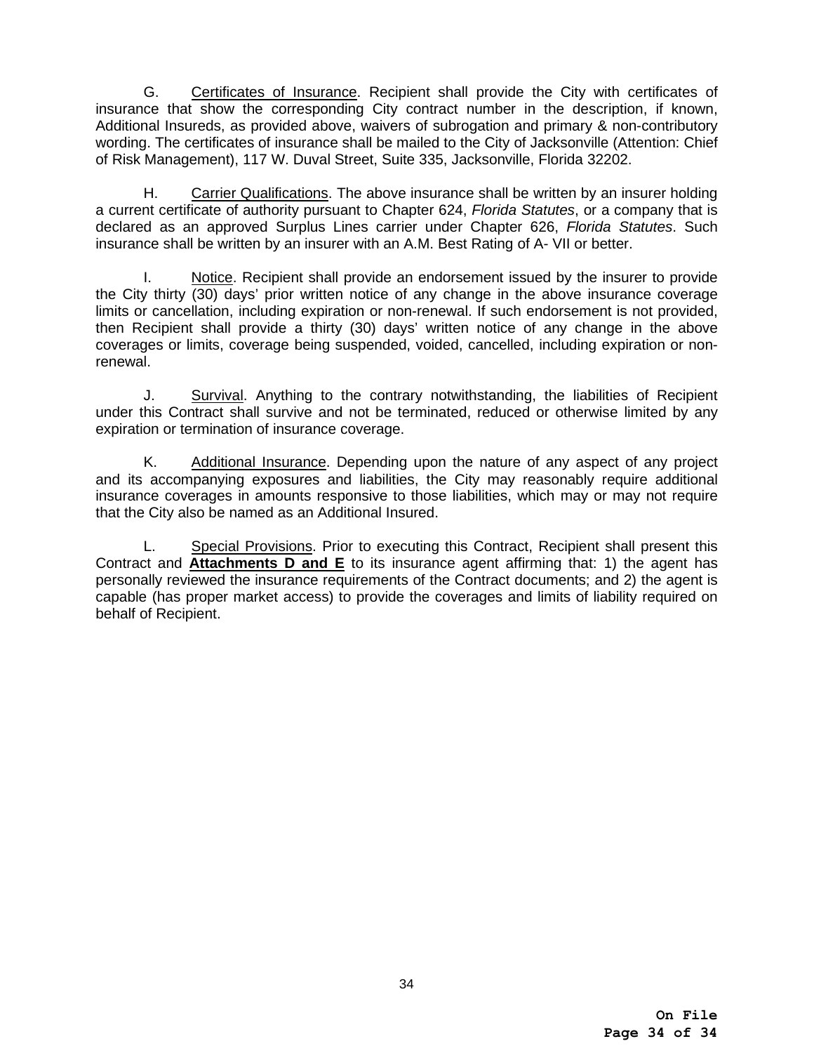G. Certificates of Insurance. Recipient shall provide the City with certificates of insurance that show the corresponding City contract number in the description, if known, Additional Insureds, as provided above, waivers of subrogation and primary & non-contributory wording. The certificates of insurance shall be mailed to the City of Jacksonville (Attention: Chief of Risk Management), 117 W. Duval Street, Suite 335, Jacksonville, Florida 32202.

H. Carrier Qualifications. The above insurance shall be written by an insurer holding a current certificate of authority pursuant to Chapter 624, *Florida Statutes*, or a company that is declared as an approved Surplus Lines carrier under Chapter 626, *Florida Statutes*. Such insurance shall be written by an insurer with an A.M. Best Rating of A- VII or better.

I. Notice. Recipient shall provide an endorsement issued by the insurer to provide the City thirty (30) days' prior written notice of any change in the above insurance coverage limits or cancellation, including expiration or non-renewal. If such endorsement is not provided, then Recipient shall provide a thirty (30) days' written notice of any change in the above coverages or limits, coverage being suspended, voided, cancelled, including expiration or non-renewal.

J. Survival. Anything to the contrary notwithstanding, the liabilities of Recipient under this Contract shall survive and not be terminated, reduced or otherwise limited by any expiration or termination of insurance coverage.

K. Additional Insurance. Depending upon the nature of any aspect of any project and its accompanying exposures and liabilities, the City may reasonably require additional insurance coverages in amounts responsive to those liabilities, which may or may not require that the City also be named as an Additional Insured.

L. Special Provisions. Prior to executing this Contract, Recipient shall present this Contract and **Attachments D and E** to its insurance agent affirming that: 1) the agent has personally reviewed the insurance requirements of the Contract documents; and 2) the agent is capable (has proper market access) to provide the coverages and limits of liability required on behalf of Recipient.

**On File**